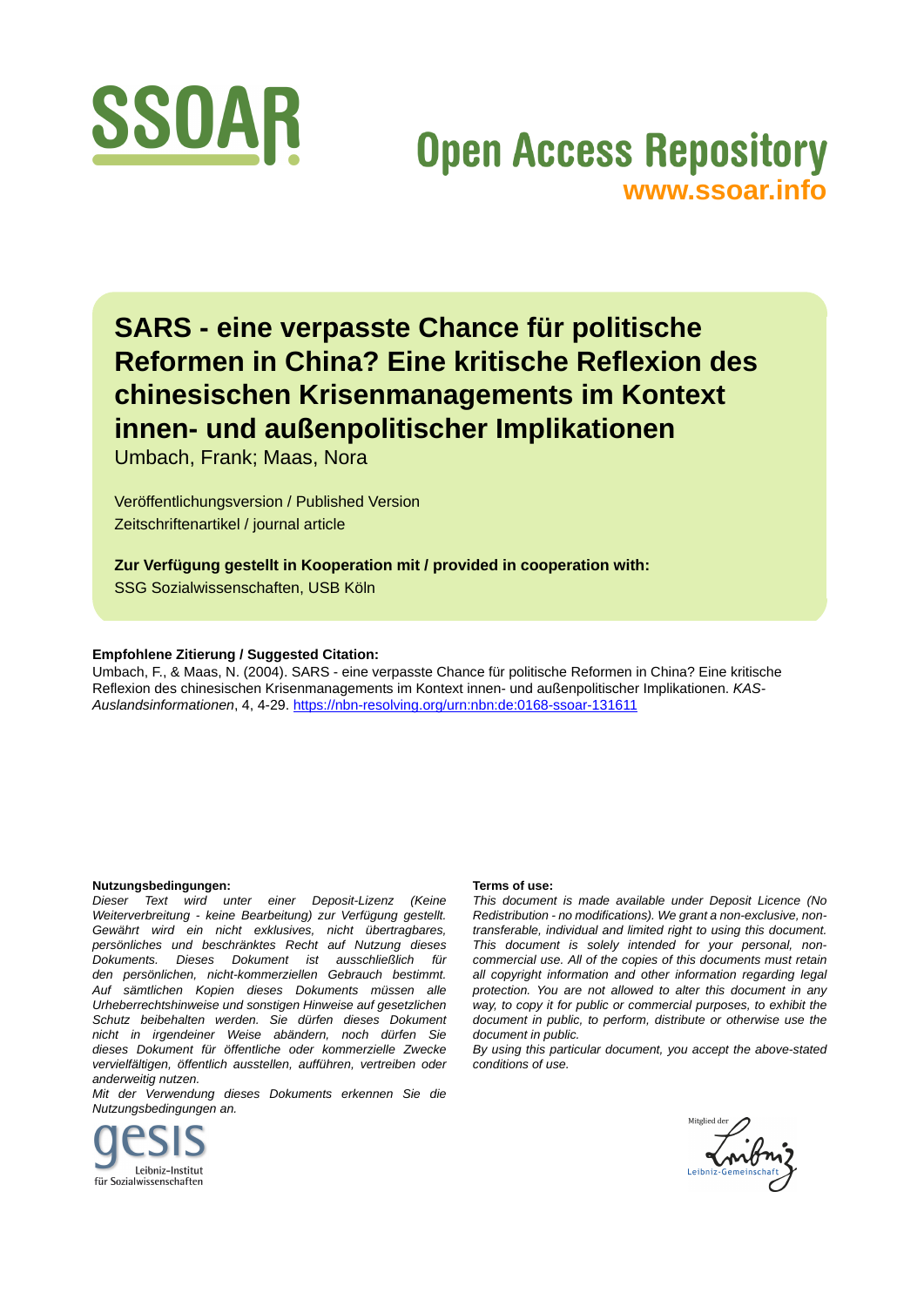# SARS - eine verpasste Chance für politische Reformen in China? Eine kritische Reflexion des chinesischen Krisenmanagements im Kontext innen- und außenpolitischer Implikationen

Umbach, Frank; Maas, Nora

Veröffentlichungsversion / Published Version
Zeitschriftenartikel / journal article

**Zur Verfügung gestellt in Kooperation mit / provided in cooperation with:**
SSG Sozialwissenschaften, USB Köln

**Empfohlene Zitierung / Suggested Citation:**
Umbach, F., & Maas, N. (2004). SARS - eine verpasste Chance für politische Reformen in China? Eine kritische Reflexion des chinesischen Krisenmanagements im Kontext innen- und außenpolitischer Implikationen. *KAS-Auslandsinformationen*, 4, 4-29. https://nbn-resolving.org/urn:nbn:de:0168-ssoar-131611

**Nutzungsbedingungen:**
*Dieser Text wird unter einer Deposit-Lizenz (Keine Weiterverbreitung - keine Bearbeitung) zur Verfügung gestellt. Gewährt wird ein nicht exklusives, nicht übertragbares, persönliches und beschränktes Recht auf Nutzung dieses Dokuments. Dieses Dokument ist ausschließlich für den persönlichen, nicht-kommerziellen Gebrauch bestimmt. Auf sämtlichen Kopien dieses Dokuments müssen alle Urheberrechtshinweise und sonstigen Hinweise auf gesetzlichen Schutz beibehalten werden. Sie dürfen dieses Dokument nicht in irgendeiner Weise abändern, noch dürfen Sie dieses Dokument für öffentliche oder kommerzielle Zwecke vervielfältigen, öffentlich ausstellen, aufführen, vertreiben oder anderweitig nutzen.*
*Mit der Verwendung dieses Dokuments erkennen Sie die Nutzungsbedingungen an.*

**Terms of use:**
*This document is made available under Deposit Licence (No Redistribution - no modifications). We grant a non-exclusive, non-transferable, individual and limited right to using this document. This document is solely intended for your personal, non-commercial use. All of the copies of this documents must retain all copyright information and other information regarding legal protection. You are not allowed to alter this document in any way, to copy it for public or commercial purposes, to exhibit the document in public, to perform, distribute or otherwise use the document in public.*
*By using this particular document, you accept the above-stated conditions of use.*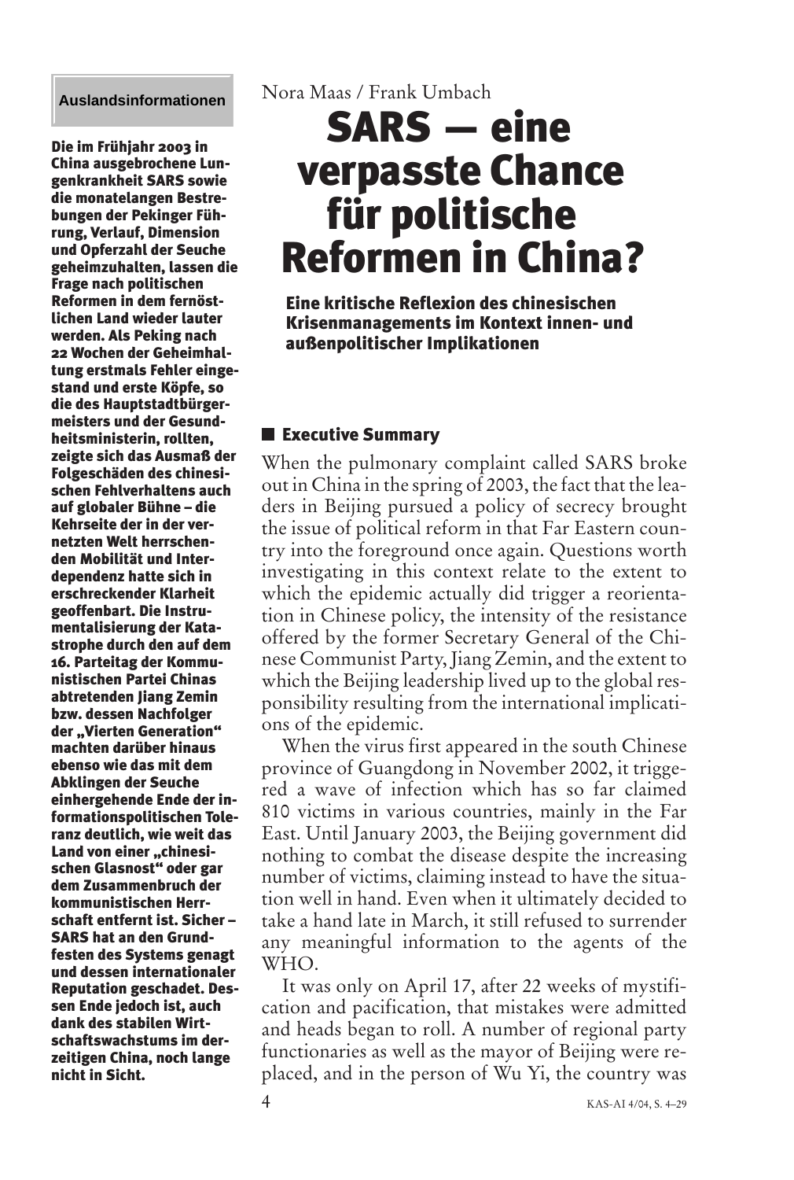**Auslandsinformationen**

**Die im Frühjahr 2003 in China ausgebrochene Lungenkrankheit SARS sowie die monatelangen Bestrebungen der Pekinger Führung, Verlauf, Dimension und Opferzahl der Seuche geheimzuhalten, lassen die Frage nach politischen Reformen in dem fernöstlichen Land wieder lauter werden. Als Peking nach 22 Wochen der Geheimhaltung erstmals Fehler eingestand und erste Köpfe, so die des Hauptstadtbürgermeisters und der Gesundheitsministerin, rollten, zeigte sich das Ausmaß der Folgeschäden des chinesischen Fehlverhaltens auch auf globaler Bühne – die Kehrseite der in der vernetzten Welt herrschenden Mobilität und Interdependenz hatte sich in erschreckender Klarheit geoffenbart. Die Instrumentalisierung der Katastrophe durch den auf dem 16. Parteitag der Kommunistischen Partei Chinas abtretenden Jiang Zemin bzw. dessen Nachfolger der „Vierten Generation" machten darüber hinaus ebenso wie das mit dem Abklingen der Seuche einhergehende Ende der informationspolitischen Toleranz deutlich, wie weit das Land von einer „chinesischen Glasnost" oder gar dem Zusammenbruch der kommunistischen Herrschaft entfernt ist. Sicher – SARS hat an den Grundfesten des Systems genagt und dessen internationaler Reputation geschadet. Dessen Ende jedoch ist, auch dank des stabilen Wirtschaftswachstums im derzeitigen China, noch lange nicht in Sicht.**

Nora Maas / Frank Umbach

# SARS — eine verpasste Chance für politische Reformen in China?

**Eine kritische Reflexion des chinesischen Krisenmanagements im Kontext innen- und außenpolitischer Implikationen**

## Executive Summary

When the pulmonary complaint called SARS broke out in China in the spring of 2003, the fact that the leaders in Beijing pursued a policy of secrecy brought the issue of political reform in that Far Eastern country into the foreground once again. Questions worth investigating in this context relate to the extent to which the epidemic actually did trigger a reorientation in Chinese policy, the intensity of the resistance offered by the former Secretary General of the Chinese Communist Party, Jiang Zemin, and the extent to which the Beijing leadership lived up to the global responsibility resulting from the international implications of the epidemic.

When the virus first appeared in the south Chinese province of Guangdong in November 2002, it triggered a wave of infection which has so far claimed 810 victims in various countries, mainly in the Far East. Until January 2003, the Beijing government did nothing to combat the disease despite the increasing number of victims, claiming instead to have the situation well in hand. Even when it ultimately decided to take a hand late in March, it still refused to surrender any meaningful information to the agents of the WHO.

It was only on April 17, after 22 weeks of mystification and pacification, that mistakes were admitted and heads began to roll. A number of regional party functionaries as well as the mayor of Beijing were replaced, and in the person of Wu Yi, the country was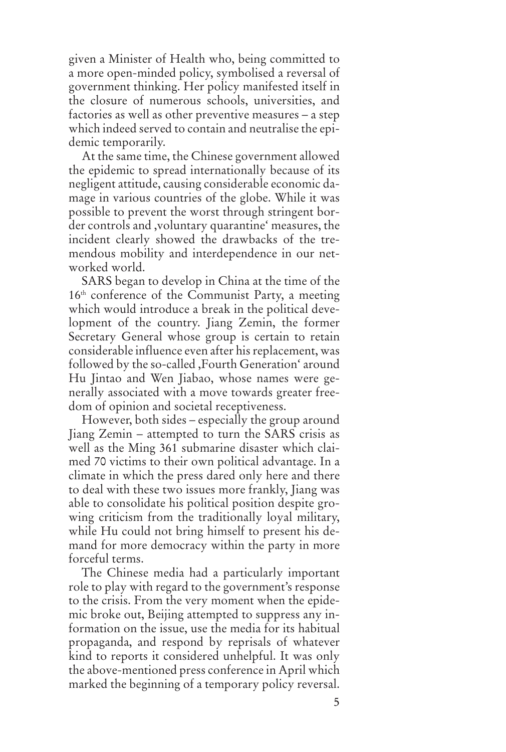given a Minister of Health who, being committed to a more open-minded policy, symbolised a reversal of government thinking. Her policy manifested itself in the closure of numerous schools, universities, and factories as well as other preventive measures – a step which indeed served to contain and neutralise the epidemic temporarily.

At the same time, the Chinese government allowed the epidemic to spread internationally because of its negligent attitude, causing considerable economic damage in various countries of the globe. While it was possible to prevent the worst through stringent border controls and ‚voluntary quarantine' measures, the incident clearly showed the drawbacks of the tremendous mobility and interdependence in our networked world.

SARS began to develop in China at the time of the 16th conference of the Communist Party, a meeting which would introduce a break in the political development of the country. Jiang Zemin, the former Secretary General whose group is certain to retain considerable influence even after his replacement, was followed by the so-called ‚Fourth Generation' around Hu Jintao and Wen Jiabao, whose names were generally associated with a move towards greater freedom of opinion and societal receptiveness.

However, both sides – especially the group around Jiang Zemin – attempted to turn the SARS crisis as well as the Ming 361 submarine disaster which claimed 70 victims to their own political advantage. In a climate in which the press dared only here and there to deal with these two issues more frankly, Jiang was able to consolidate his political position despite growing criticism from the traditionally loyal military, while Hu could not bring himself to present his demand for more democracy within the party in more forceful terms.

The Chinese media had a particularly important role to play with regard to the government's response to the crisis. From the very moment when the epidemic broke out, Beijing attempted to suppress any information on the issue, use the media for its habitual propaganda, and respond by reprisals of whatever kind to reports it considered unhelpful. It was only the above-mentioned press conference in April which marked the beginning of a temporary policy reversal.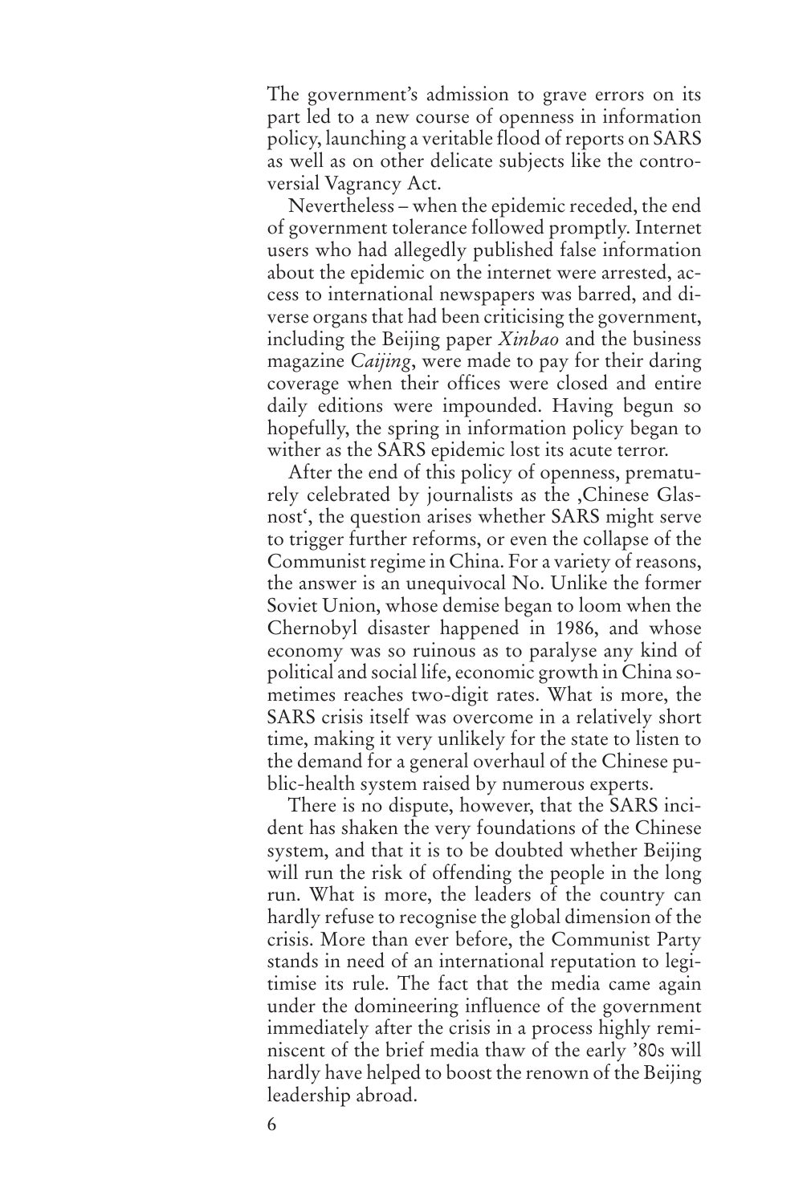The government's admission to grave errors on its part led to a new course of openness in information policy, launching a veritable flood of reports on SARS as well as on other delicate subjects like the controversial Vagrancy Act.

Nevertheless – when the epidemic receded, the end of government tolerance followed promptly. Internet users who had allegedly published false information about the epidemic on the internet were arrested, access to international newspapers was barred, and diverse organs that had been criticising the government, including the Beijing paper *Xinbao* and the business magazine *Caijing*, were made to pay for their daring coverage when their offices were closed and entire daily editions were impounded. Having begun so hopefully, the spring in information policy began to wither as the SARS epidemic lost its acute terror.

After the end of this policy of openness, prematurely celebrated by journalists as the ‚Chinese Glasnost', the question arises whether SARS might serve to trigger further reforms, or even the collapse of the Communist regime in China. For a variety of reasons, the answer is an unequivocal No. Unlike the former Soviet Union, whose demise began to loom when the Chernobyl disaster happened in 1986, and whose economy was so ruinous as to paralyse any kind of political and social life, economic growth in China sometimes reaches two-digit rates. What is more, the SARS crisis itself was overcome in a relatively short time, making it very unlikely for the state to listen to the demand for a general overhaul of the Chinese public-health system raised by numerous experts.

There is no dispute, however, that the SARS incident has shaken the very foundations of the Chinese system, and that it is to be doubted whether Beijing will run the risk of offending the people in the long run. What is more, the leaders of the country can hardly refuse to recognise the global dimension of the crisis. More than ever before, the Communist Party stands in need of an international reputation to legitimise its rule. The fact that the media came again under the domineering influence of the government immediately after the crisis in a process highly reminiscent of the brief media thaw of the early '80s will hardly have helped to boost the renown of the Beijing leadership abroad.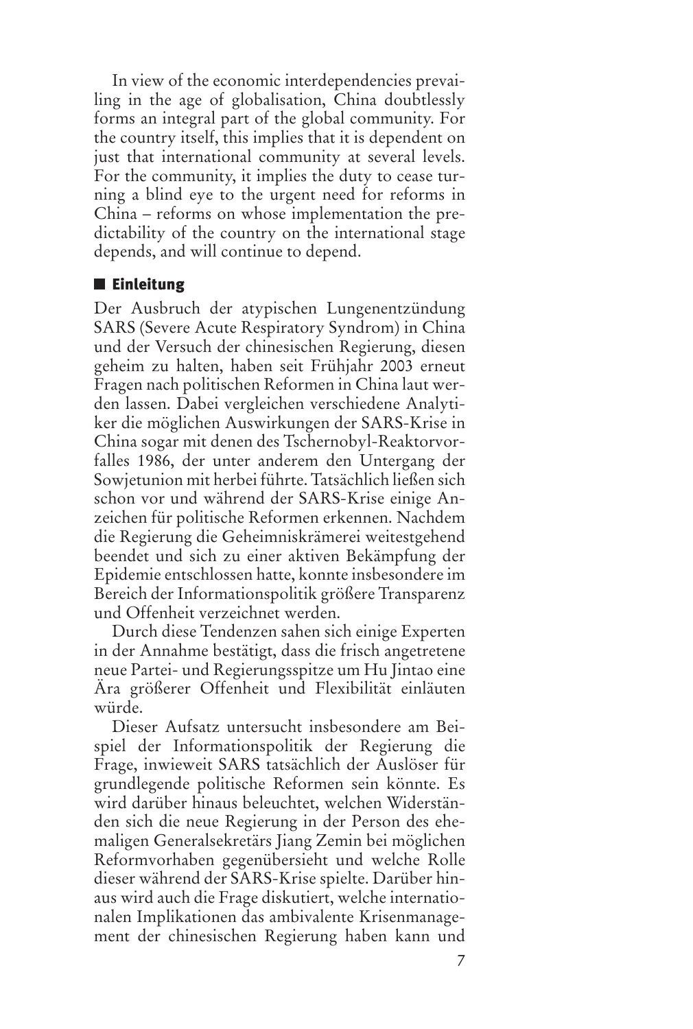In view of the economic interdependencies prevailing in the age of globalisation, China doubtlessly forms an integral part of the global community. For the country itself, this implies that it is dependent on just that international community at several levels. For the community, it implies the duty to cease turning a blind eye to the urgent need for reforms in China – reforms on whose implementation the predictability of the country on the international stage depends, and will continue to depend.

## Einleitung

Der Ausbruch der atypischen Lungenentzündung SARS (Severe Acute Respiratory Syndrom) in China und der Versuch der chinesischen Regierung, diesen geheim zu halten, haben seit Frühjahr 2003 erneut Fragen nach politischen Reformen in China laut werden lassen. Dabei vergleichen verschiedene Analytiker die möglichen Auswirkungen der SARS-Krise in China sogar mit denen des Tschernobyl-Reaktorvorfalles 1986, der unter anderem den Untergang der Sowjetunion mit herbei führte. Tatsächlich ließen sich schon vor und während der SARS-Krise einige Anzeichen für politische Reformen erkennen. Nachdem die Regierung die Geheimniskrämerei weitestgehend beendet und sich zu einer aktiven Bekämpfung der Epidemie entschlossen hatte, konnte insbesondere im Bereich der Informationspolitik größere Transparenz und Offenheit verzeichnet werden.

Durch diese Tendenzen sahen sich einige Experten in der Annahme bestätigt, dass die frisch angetretene neue Partei- und Regierungsspitze um Hu Jintao eine Ära größerer Offenheit und Flexibilität einläuten würde.

Dieser Aufsatz untersucht insbesondere am Beispiel der Informationspolitik der Regierung die Frage, inwieweit SARS tatsächlich der Auslöser für grundlegende politische Reformen sein könnte. Es wird darüber hinaus beleuchtet, welchen Widerständen sich die neue Regierung in der Person des ehemaligen Generalsekretärs Jiang Zemin bei möglichen Reformvorhaben gegenübersieht und welche Rolle dieser während der SARS-Krise spielte. Darüber hinaus wird auch die Frage diskutiert, welche internationalen Implikationen das ambivalente Krisenmanagement der chinesischen Regierung haben kann und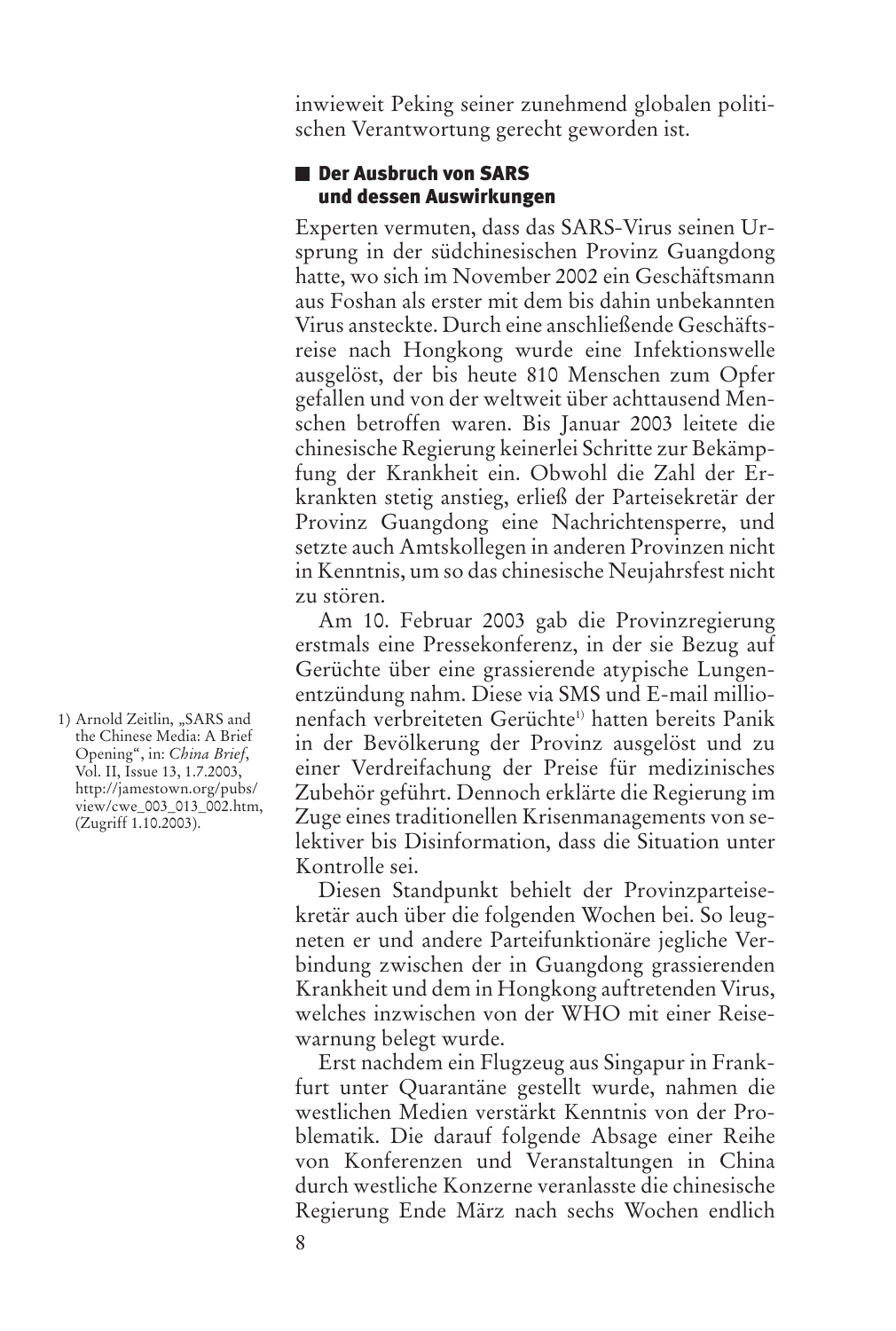inwieweit Peking seiner zunehmend globalen politischen Verantwortung gerecht geworden ist.

## Der Ausbruch von SARS und dessen Auswirkungen

Experten vermuten, dass das SARS-Virus seinen Ursprung in der südchinesischen Provinz Guangdong hatte, wo sich im November 2002 ein Geschäftsmann aus Foshan als erster mit dem bis dahin unbekannten Virus ansteckte. Durch eine anschließende Geschäftsreise nach Hongkong wurde eine Infektionswelle ausgelöst, der bis heute 810 Menschen zum Opfer gefallen und von der weltweit über achttausend Menschen betroffen waren. Bis Januar 2003 leitete die chinesische Regierung keinerlei Schritte zur Bekämpfung der Krankheit ein. Obwohl die Zahl der Erkrankten stetig anstieg, erließ der Parteisekretär der Provinz Guangdong eine Nachrichtensperre, und setzte auch Amtskollegen in anderen Provinzen nicht in Kenntnis, um so das chinesische Neujahrsfest nicht zu stören.

Am 10. Februar 2003 gab die Provinzregierung erstmals eine Pressekonferenz, in der sie Bezug auf Gerüchte über eine grassierende atypische Lungenentzündung nahm. Diese via SMS und E-mail millionenfach verbreiteten Gerüchte[1] hatten bereits Panik in der Bevölkerung der Provinz ausgelöst und zu einer Verdreifachung der Preise für medizinisches Zubehör geführt. Dennoch erklärte die Regierung im Zuge eines traditionellen Krisenmanagements von selektiver bis Disinformation, dass die Situation unter Kontrolle sei.

Diesen Standpunkt behielt der Provinzparteisekretär auch über die folgenden Wochen bei. So leugneten er und andere Parteifunktionäre jegliche Verbindung zwischen der in Guangdong grassierenden Krankheit und dem in Hongkong auftretenden Virus, welches inzwischen von der WHO mit einer Reisewarnung belegt wurde.

Erst nachdem ein Flugzeug aus Singapur in Frankfurt unter Quarantäne gestellt wurde, nahmen die westlichen Medien verstärkt Kenntnis von der Problematik. Die darauf folgende Absage einer Reihe von Konferenzen und Veranstaltungen in China durch westliche Konzerne veranlasste die chinesische Regierung Ende März nach sechs Wochen endlich

1) Arnold Zeitlin, „SARS and the Chinese Media: A Brief Opening", in: *China Brief*, Vol. II, Issue 13, 1.7.2003, http://jamestown.org/pubs/view/cwe_003_013_002.htm, (Zugriff 1.10.2003).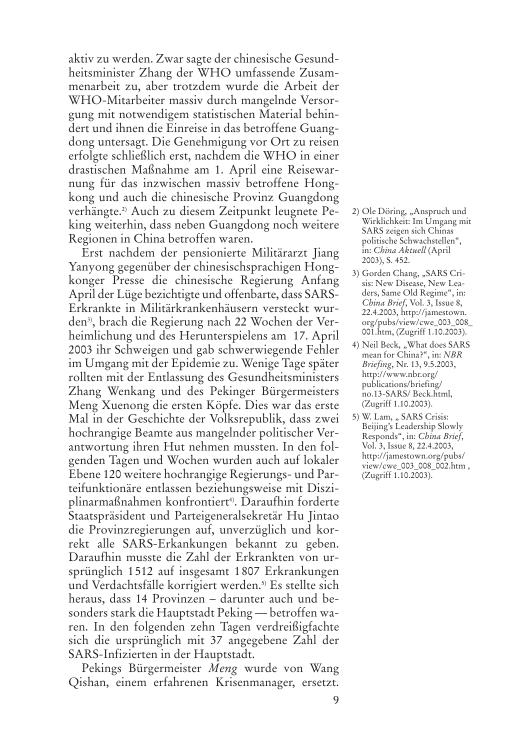aktiv zu werden. Zwar sagte der chinesische Gesundheitsminister Zhang der WHO umfassende Zusammenarbeit zu, aber trotzdem wurde die Arbeit der WHO-Mitarbeiter massiv durch mangelnde Versorgung mit notwendigem statistischen Material behindert und ihnen die Einreise in das betroffene Guangdong untersagt. Die Genehmigung vor Ort zu reisen erfolgte schließlich erst, nachdem die WHO in einer drastischen Maßnahme am 1. April eine Reisewarnung für das inzwischen massiv betroffene Hongkong und auch die chinesische Provinz Guangdong verhängte.[2] Auch zu diesem Zeitpunkt leugnete Peking weiterhin, dass neben Guangdong noch weitere Regionen in China betroffen waren.

Erst nachdem der pensionierte Militärarzt Jiang Yanyong gegenüber der chinesischsprachigen Hongkonger Presse die chinesische Regierung Anfang April der Lüge bezichtigte und offenbarte, dass SARS-Erkrankte in Militärkrankenhäusern versteckt wurden[3], brach die Regierung nach 22 Wochen der Verheimlichung und des Herunterspielens am 17. April 2003 ihr Schweigen und gab schwerwiegende Fehler im Umgang mit der Epidemie zu. Wenige Tage später rollten mit der Entlassung des Gesundheitsministers Zhang Wenkang und des Pekinger Bürgermeisters Meng Xuenong die ersten Köpfe. Dies war das erste Mal in der Geschichte der Volksrepublik, dass zwei hochrangige Beamte aus mangelnder politischer Verantwortung ihren Hut nehmen mussten. In den folgenden Tagen und Wochen wurden auch auf lokaler Ebene 120 weitere hochrangige Regierungs- und Parteifunktionäre entlassen beziehungsweise mit Disziplinarmaßnahmen konfrontiert[4]. Daraufhin forderte Staatspräsident und Parteigeneralsekretär Hu Jintao die Provinzregierungen auf, unverzüglich und korrekt alle SARS-Erkankungen bekannt zu geben. Daraufhin musste die Zahl der Erkrankten von ursprünglich 1512 auf insgesamt 1807 Erkrankungen und Verdachtsfälle korrigiert werden.[5] Es stellte sich heraus, dass 14 Provinzen – darunter auch und besonders stark die Hauptstadt Peking — betroffen waren. In den folgenden zehn Tagen verdreißigfachte sich die ursprünglich mit 37 angegebene Zahl der SARS-Infizierten in der Hauptstadt.

Pekings Bürgermeister *Meng* wurde von Wang Qishan, einem erfahrenen Krisenmanager, ersetzt.

2) Ole Döring, „Anspruch und Wirklichkeit: Im Umgang mit SARS zeigen sich Chinas politische Schwachstellen“, in: *China Aktuell* (April 2003), S. 452.

3) Gorden Chang, „SARS Crisis: New Disease, New Leaders, Same Old Regime“, in: *China Brief*, Vol. 3, Issue 8, 22.4.2003, http://jamestown.org/pubs/view/cwe_003_008_001.htm, (Zugriff 1.10.2003).

4) Neil Beck, „What does SARS mean for China?“, in: *NBR Briefing*, Nr. 13, 9.5.2003, http://www.nbr.org/publications/briefing/no.13-SARS/ Beck.html, (Zugriff 1.10.2003).

5) W. Lam, „ SARS Crisis: Beijing’s Leadership Slowly Responds“, in: *China Brief*, Vol. 3, Issue 8, 22.4.2003, http://jamestown.org/pubs/view/cwe_003_008_002.htm , (Zugriff 1.10.2003).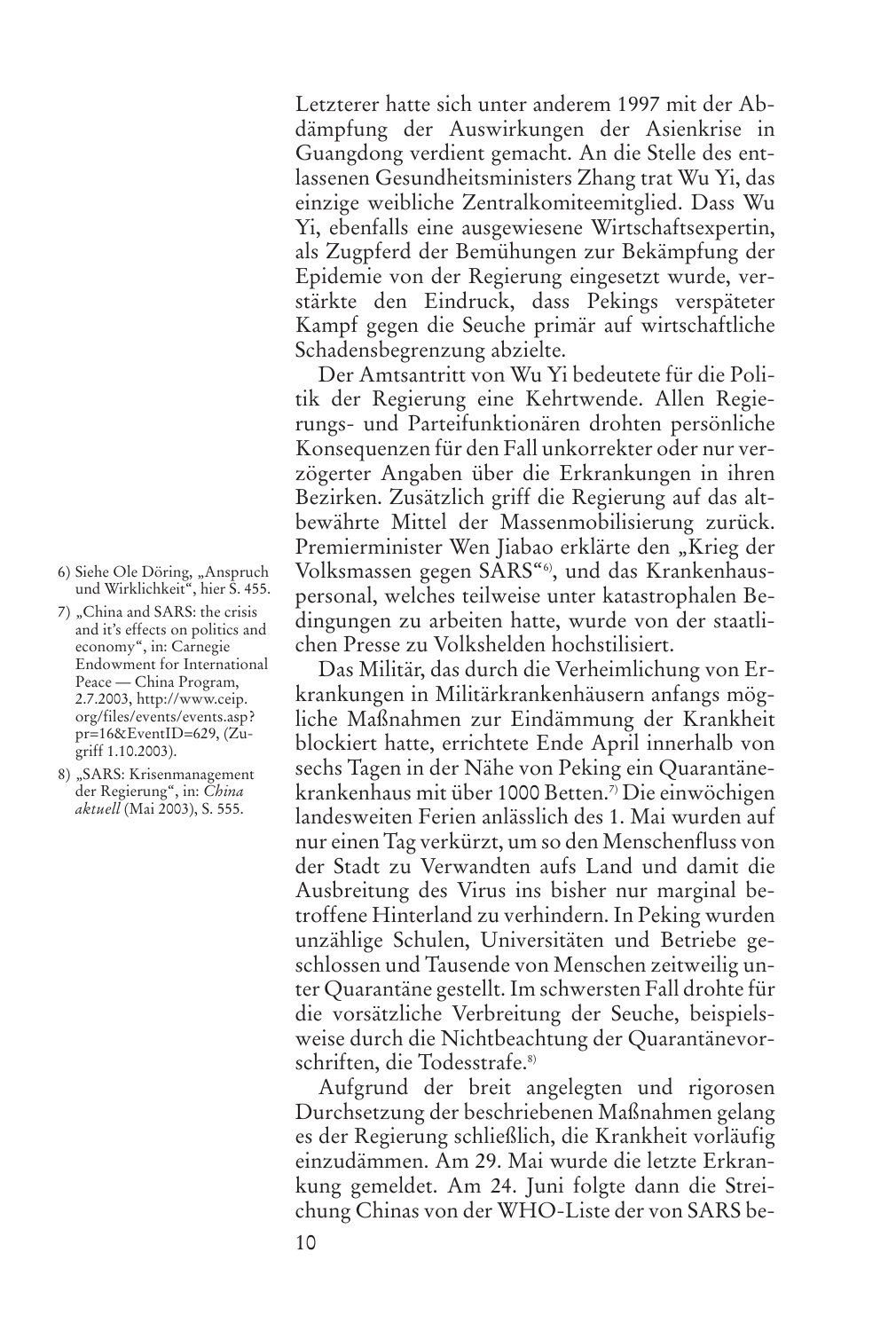Letzterer hatte sich unter anderem 1997 mit der Abdämpfung der Auswirkungen der Asienkrise in Guangdong verdient gemacht. An die Stelle des entlassenen Gesundheitsministers Zhang trat Wu Yi, das einzige weibliche Zentralkomiteemitglied. Dass Wu Yi, ebenfalls eine ausgewiesene Wirtschaftsexpertin, als Zugpferd der Bemühungen zur Bekämpfung der Epidemie von der Regierung eingesetzt wurde, verstärkte den Eindruck, dass Pekings verspäteter Kampf gegen die Seuche primär auf wirtschaftliche Schadensbegrenzung abzielte.

Der Amtsantritt von Wu Yi bedeutete für die Politik der Regierung eine Kehrtwende. Allen Regierungs- und Parteifunktionären drohten persönliche Konsequenzen für den Fall unkorrekter oder nur verzögerter Angaben über die Erkrankungen in ihren Bezirken. Zusätzlich griff die Regierung auf das altbewährte Mittel der Massenmobilisierung zurück. Premierminister Wen Jiabao erklärte den „Krieg der Volksmassen gegen SARS“[6], und das Krankenhauspersonal, welches teilweise unter katastrophalen Bedingungen zu arbeiten hatte, wurde von der staatlichen Presse zu Volkshelden hochstilisiert.

Das Militär, das durch die Verheimlichung von Erkrankungen in Militärkrankenhäusern anfangs mögliche Maßnahmen zur Eindämmung der Krankheit blockiert hatte, errichtete Ende April innerhalb von sechs Tagen in der Nähe von Peking ein Quarantänekrankenhaus mit über 1000 Betten.[7] Die einwöchigen landesweiten Ferien anlässlich des 1. Mai wurden auf nur einen Tag verkürzt, um so den Menschenfluss von der Stadt zu Verwandten aufs Land und damit die Ausbreitung des Virus ins bisher nur marginal betroffene Hinterland zu verhindern. In Peking wurden unzählige Schulen, Universitäten und Betriebe geschlossen und Tausende von Menschen zeitweilig unter Quarantäne gestellt. Im schwersten Fall drohte für die vorsätzliche Verbreitung der Seuche, beispielsweise durch die Nichtbeachtung der Quarantänevorschriften, die Todesstrafe.[8]

Aufgrund der breit angelegten und rigorosen Durchsetzung der beschriebenen Maßnahmen gelang es der Regierung schließlich, die Krankheit vorläufig einzudämmen. Am 29. Mai wurde die letzte Erkrankung gemeldet. Am 24. Juni folgte dann die Streichung Chinas von der WHO-Liste der von SARS be-

6) Siehe Ole Döring, „Anspruch und Wirklichkeit“, hier S. 455.

7) „China and SARS: the crisis and it's effects on politics and economy“, in: Carnegie Endowment for International Peace — China Program, 2.7.2003, http://www.ceip.org/files/events/events.asp?pr=16&EventID=629, (Zugriff 1.10.2003).

8) „SARS: Krisenmanagement der Regierung“, in: *China aktuell* (Mai 2003), S. 555.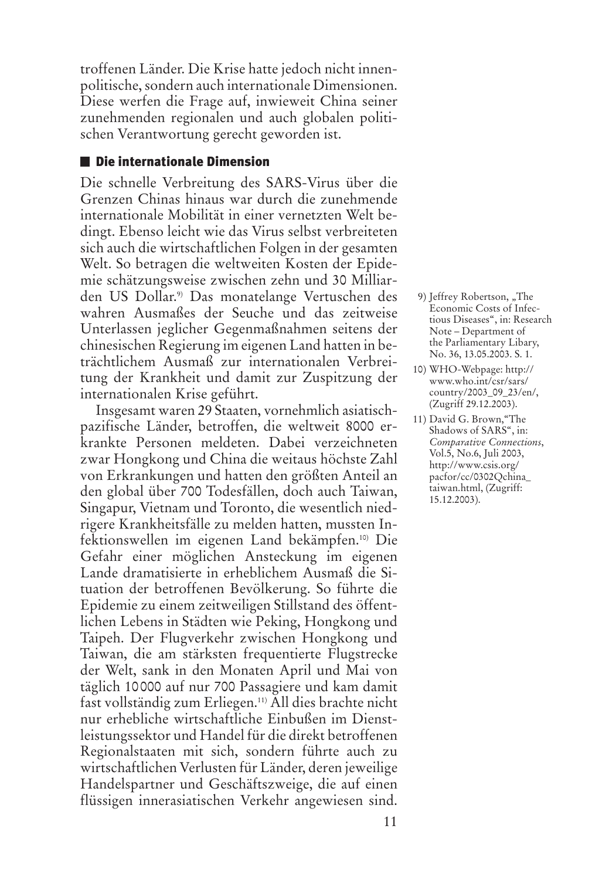troffenen Länder. Die Krise hatte jedoch nicht innenpolitische, sondern auch internationale Dimensionen. Diese werfen die Frage auf, inwieweit China seiner zunehmenden regionalen und auch globalen politischen Verantwortung gerecht geworden ist.

## Die internationale Dimension

Die schnelle Verbreitung des SARS-Virus über die Grenzen Chinas hinaus war durch die zunehmende internationale Mobilität in einer vernetzten Welt bedingt. Ebenso leicht wie das Virus selbst verbreiteten sich auch die wirtschaftlichen Folgen in der gesamten Welt. So betragen die weltweiten Kosten der Epidemie schätzungsweise zwischen zehn und 30 Milliarden US Dollar.[9] Das monatelange Vertuschen des wahren Ausmaßes der Seuche und das zeitweise Unterlassen jeglicher Gegenmaßnahmen seitens der chinesischen Regierung im eigenen Land hatten in beträchtlichem Ausmaß zur internationalen Verbreitung der Krankheit und damit zur Zuspitzung der internationalen Krise geführt.

Insgesamt waren 29 Staaten, vornehmlich asiatisch-pazifische Länder, betroffen, die weltweit 8000 erkrankte Personen meldeten. Dabei verzeichneten zwar Hongkong und China die weitaus höchste Zahl von Erkrankungen und hatten den größten Anteil an den global über 700 Todesfällen, doch auch Taiwan, Singapur, Vietnam und Toronto, die wesentlich niedrigere Krankheitsfälle zu melden hatten, mussten Infektionswellen im eigenen Land bekämpfen.[10] Die Gefahr einer möglichen Ansteckung im eigenen Lande dramatisierte in erheblichem Ausmaß die Situation der betroffenen Bevölkerung. So führte die Epidemie zu einem zeitweiligen Stillstand des öffentlichen Lebens in Städten wie Peking, Hongkong und Taipeh. Der Flugverkehr zwischen Hongkong und Taiwan, die am stärksten frequentierte Flugstrecke der Welt, sank in den Monaten April und Mai von täglich 10000 auf nur 700 Passagiere und kam damit fast vollständig zum Erliegen.[11] All dies brachte nicht nur erhebliche wirtschaftliche Einbußen im Dienstleistungssektor und Handel für die direkt betroffenen Regionalstaaten mit sich, sondern führte auch zu wirtschaftlichen Verlusten für Länder, deren jeweilige Handelspartner und Geschäftszweige, die auf einen flüssigen innerasiatischen Verkehr angewiesen sind.

9) Jeffrey Robertson, „The Economic Costs of Infectious Diseases", in: Research Note – Department of the Parliamentary Libary, No. 36, 13.05.2003. S. 1.

10) WHO-Webpage: http://www.who.int/csr/sars/country/2003_09_23/en/, (Zugriff 29.12.2003).

11) David G. Brown,"The Shadows of SARS", in: *Comparative Connections*, Vol.5, No.6, Juli 2003, http://www.csis.org/pacfor/cc/0302Qchina_taiwan.html, (Zugriff: 15.12.2003).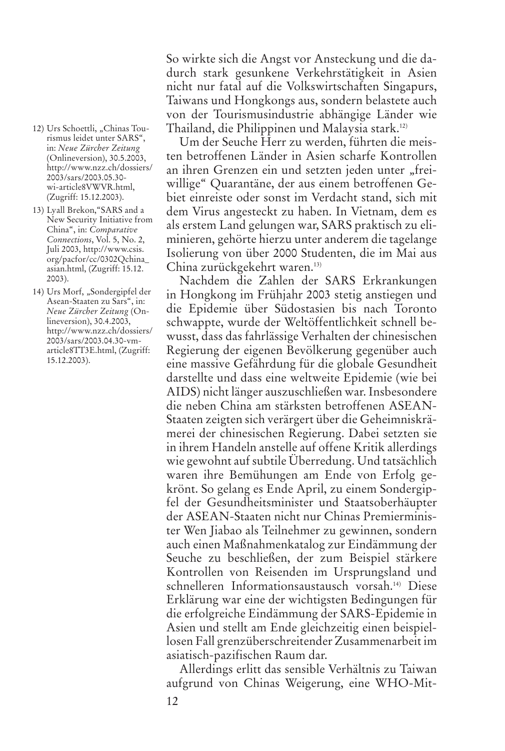So wirkte sich die Angst vor Ansteckung und die dadurch stark gesunkene Verkehrstätigkeit in Asien nicht nur fatal auf die Volkswirtschaften Singapurs, Taiwans und Hongkongs aus, sondern belastete auch von der Tourismusindustrie abhängige Länder wie Thailand, die Philippinen und Malaysia stark.[12]

Um der Seuche Herr zu werden, führten die meisten betroffenen Länder in Asien scharfe Kontrollen an ihren Grenzen ein und setzten jeden unter „freiwillige" Quarantäne, der aus einem betroffenen Gebiet einreiste oder sonst im Verdacht stand, sich mit dem Virus angesteckt zu haben. In Vietnam, dem es als erstem Land gelungen war, SARS praktisch zu eliminieren, gehörte hierzu unter anderem die tagelange Isolierung von über 2000 Studenten, die im Mai aus China zurückgekehrt waren.[13]

Nachdem die Zahlen der SARS Erkrankungen in Hongkong im Frühjahr 2003 stetig anstiegen und die Epidemie über Südostasien bis nach Toronto schwappte, wurde der Weltöffentlichkeit schnell bewusst, dass das fahrlässige Verhalten der chinesischen Regierung der eigenen Bevölkerung gegenüber auch eine massive Gefährdung für die globale Gesundheit darstellte und dass eine weltweite Epidemie (wie bei AIDS) nicht länger auszuschließen war. Insbesondere die neben China am stärksten betroffenen ASEAN-Staaten zeigten sich verärgert über die Geheimniskrämerei der chinesischen Regierung. Dabei setzten sie in ihrem Handeln anstelle auf offene Kritik allerdings wie gewohnt auf subtile Überredung. Und tatsächlich waren ihre Bemühungen am Ende von Erfolg gekrönt. So gelang es Ende April, zu einem Sondergipfel der Gesundheitsminister und Staatsoberhäupter der ASEAN-Staaten nicht nur Chinas Premierminister Wen Jiabao als Teilnehmer zu gewinnen, sondern auch einen Maßnahmenkatalog zur Eindämmung der Seuche zu beschließen, der zum Beispiel stärkere Kontrollen von Reisenden im Ursprungsland und schnelleren Informationsaustausch vorsah.[14] Diese Erklärung war eine der wichtigsten Bedingungen für die erfolgreiche Eindämmung der SARS-Epidemie in Asien und stellt am Ende gleichzeitig einen beispiellosen Fall grenzüberschreitender Zusammenarbeit im asiatisch-pazifischen Raum dar.

Allerdings erlitt das sensible Verhältnis zu Taiwan aufgrund von Chinas Weigerung, eine WHO-Mit-

12) Urs Schoettli, „Chinas Tourismus leidet unter SARS", in: *Neue Zürcher Zeitung* (Onlineversion), 30.5.2003, http://www.nzz.ch/dossiers/2003/sars/2003.05.30-wi-article8VWVR.html, (Zugriff: 15.12.2003).

13) Lyall Brekon,"SARS and a New Security Initiative from China", in: *Comparative Connections*, Vol. 5, No. 2, Juli 2003, http://www.csis.org/pacfor/cc/0302Qchina_asian.html, (Zugriff: 15.12.2003).

14) Urs Morf, „Sondergipfel der Asean-Staaten zu Sars", in: *Neue Zürcher Zeitung* (Onlineversion), 30.4.2003, http://www.nzz.ch/dossiers/2003/sars/2003.04.30-vm-article8TT3E.html, (Zugriff: 15.12.2003).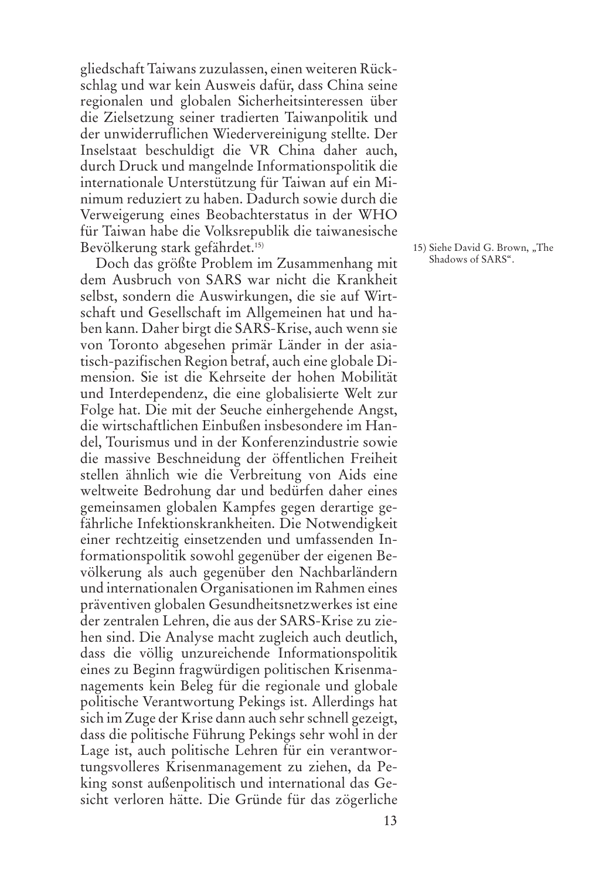gliedschaft Taiwans zuzulassen, einen weiteren Rückschlag und war kein Ausweis dafür, dass China seine regionalen und globalen Sicherheitsinteressen über die Zielsetzung seiner tradierten Taiwanpolitik und der unwiderruflichen Wiedervereinigung stellte. Der Inselstaat beschuldigt die VR China daher auch, durch Druck und mangelnde Informationspolitik die internationale Unterstützung für Taiwan auf ein Minimum reduziert zu haben. Dadurch sowie durch die Verweigerung eines Beobachterstatus in der WHO für Taiwan habe die Volksrepublik die taiwanesische Bevölkerung stark gefährdet.[15)]

Doch das größte Problem im Zusammenhang mit dem Ausbruch von SARS war nicht die Krankheit selbst, sondern die Auswirkungen, die sie auf Wirtschaft und Gesellschaft im Allgemeinen hat und haben kann. Daher birgt die SARS-Krise, auch wenn sie von Toronto abgesehen primär Länder in der asiatisch-pazifischen Region betraf, auch eine globale Dimension. Sie ist die Kehrseite der hohen Mobilität und Interdependenz, die eine globalisierte Welt zur Folge hat. Die mit der Seuche einhergehende Angst, die wirtschaftlichen Einbußen insbesondere im Handel, Tourismus und in der Konferenzindustrie sowie die massive Beschneidung der öffentlichen Freiheit stellen ähnlich wie die Verbreitung von Aids eine weltweite Bedrohung dar und bedürfen daher eines gemeinsamen globalen Kampfes gegen derartige gefährliche Infektionskrankheiten. Die Notwendigkeit einer rechtzeitig einsetzenden und umfassenden Informationspolitik sowohl gegenüber der eigenen Bevölkerung als auch gegenüber den Nachbarländern und internationalen Organisationen im Rahmen eines präventiven globalen Gesundheitsnetzwerkes ist eine der zentralen Lehren, die aus der SARS-Krise zu ziehen sind. Die Analyse macht zugleich auch deutlich, dass die völlig unzureichende Informationspolitik eines zu Beginn fragwürdigen politischen Krisenmanagements kein Beleg für die regionale und globale politische Verantwortung Pekings ist. Allerdings hat sich im Zuge der Krise dann auch sehr schnell gezeigt, dass die politische Führung Pekings sehr wohl in der Lage ist, auch politische Lehren für ein verantwortungsvolleres Krisenmanagement zu ziehen, da Peking sonst außenpolitisch und international das Gesicht verloren hätte. Die Gründe für das zögerliche

15) Siehe David G. Brown, „The Shadows of SARS".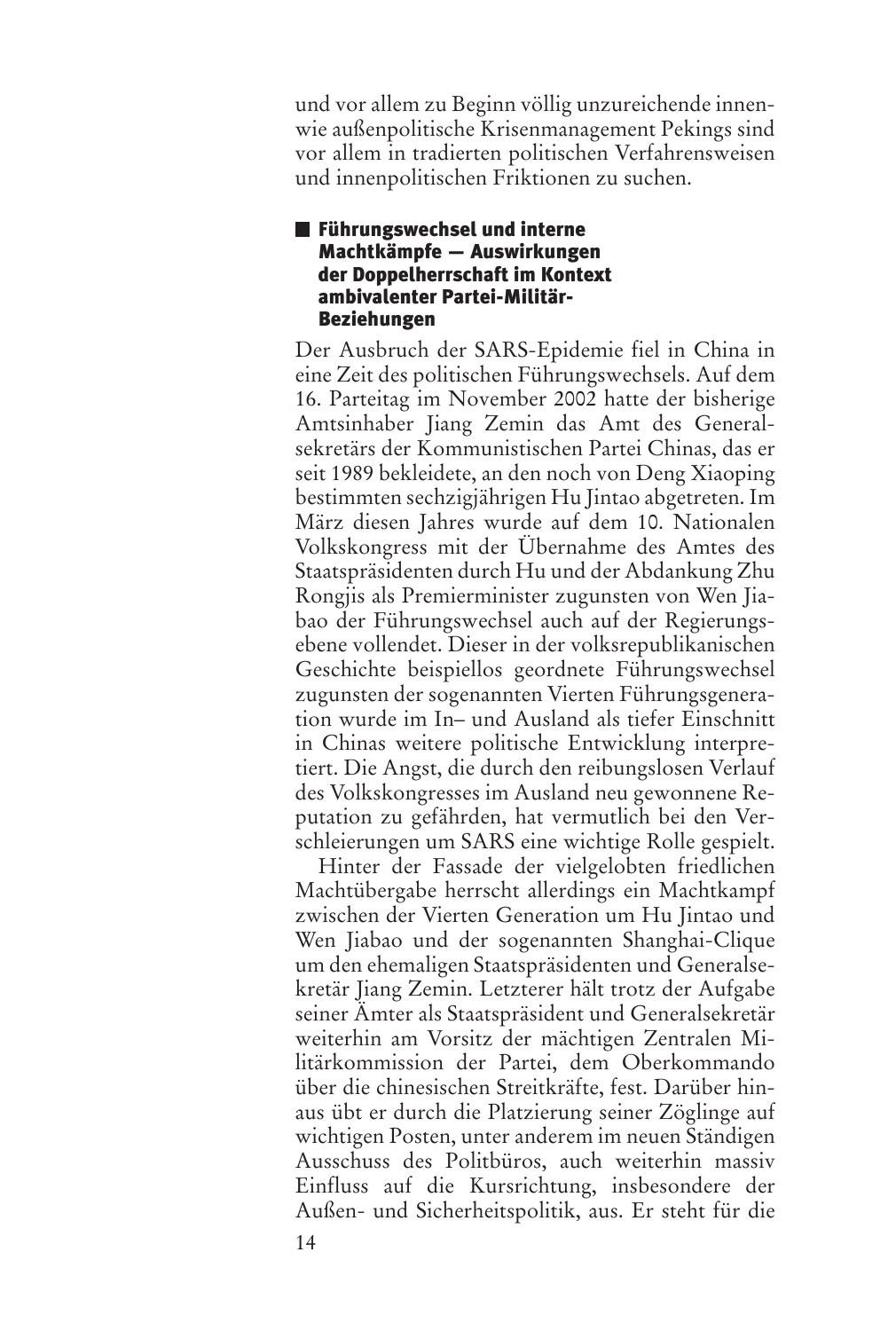und vor allem zu Beginn völlig unzureichende innen- wie außenpolitische Krisenmanagement Pekings sind vor allem in tradierten politischen Verfahrensweisen und innenpolitischen Friktionen zu suchen.

## Führungswechsel und interne Machtkämpfe — Auswirkungen der Doppelherrschaft im Kontext ambivalenter Partei-Militär-Beziehungen

Der Ausbruch der SARS-Epidemie fiel in China in eine Zeit des politischen Führungswechsels. Auf dem 16. Parteitag im November 2002 hatte der bisherige Amtsinhaber Jiang Zemin das Amt des Generalsekretärs der Kommunistischen Partei Chinas, das er seit 1989 bekleidete, an den noch von Deng Xiaoping bestimmten sechzigjährigen Hu Jintao abgetreten. Im März diesen Jahres wurde auf dem 10. Nationalen Volkskongress mit der Übernahme des Amtes des Staatspräsidenten durch Hu und der Abdankung Zhu Rongjis als Premierminister zugunsten von Wen Jiabao der Führungswechsel auch auf der Regierungsebene vollendet. Dieser in der volksrepublikanischen Geschichte beispiellos geordnete Führungswechsel zugunsten der sogenannten Vierten Führungsgeneration wurde im In– und Ausland als tiefer Einschnitt in Chinas weitere politische Entwicklung interpretiert. Die Angst, die durch den reibungslosen Verlauf des Volkskongresses im Ausland neu gewonnene Reputation zu gefährden, hat vermutlich bei den Verschleierungen um SARS eine wichtige Rolle gespielt.

Hinter der Fassade der vielgelobten friedlichen Machtübergabe herrscht allerdings ein Machtkampf zwischen der Vierten Generation um Hu Jintao und Wen Jiabao und der sogenannten Shanghai-Clique um den ehemaligen Staatspräsidenten und Generalsekretär Jiang Zemin. Letzterer hält trotz der Aufgabe seiner Ämter als Staatspräsident und Generalsekretär weiterhin am Vorsitz der mächtigen Zentralen Militärkommission der Partei, dem Oberkommando über die chinesischen Streitkräfte, fest. Darüber hinaus übt er durch die Platzierung seiner Zöglinge auf wichtigen Posten, unter anderem im neuen Ständigen Ausschuss des Politbüros, auch weiterhin massiv Einfluss auf die Kursrichtung, insbesondere der Außen- und Sicherheitspolitik, aus. Er steht für die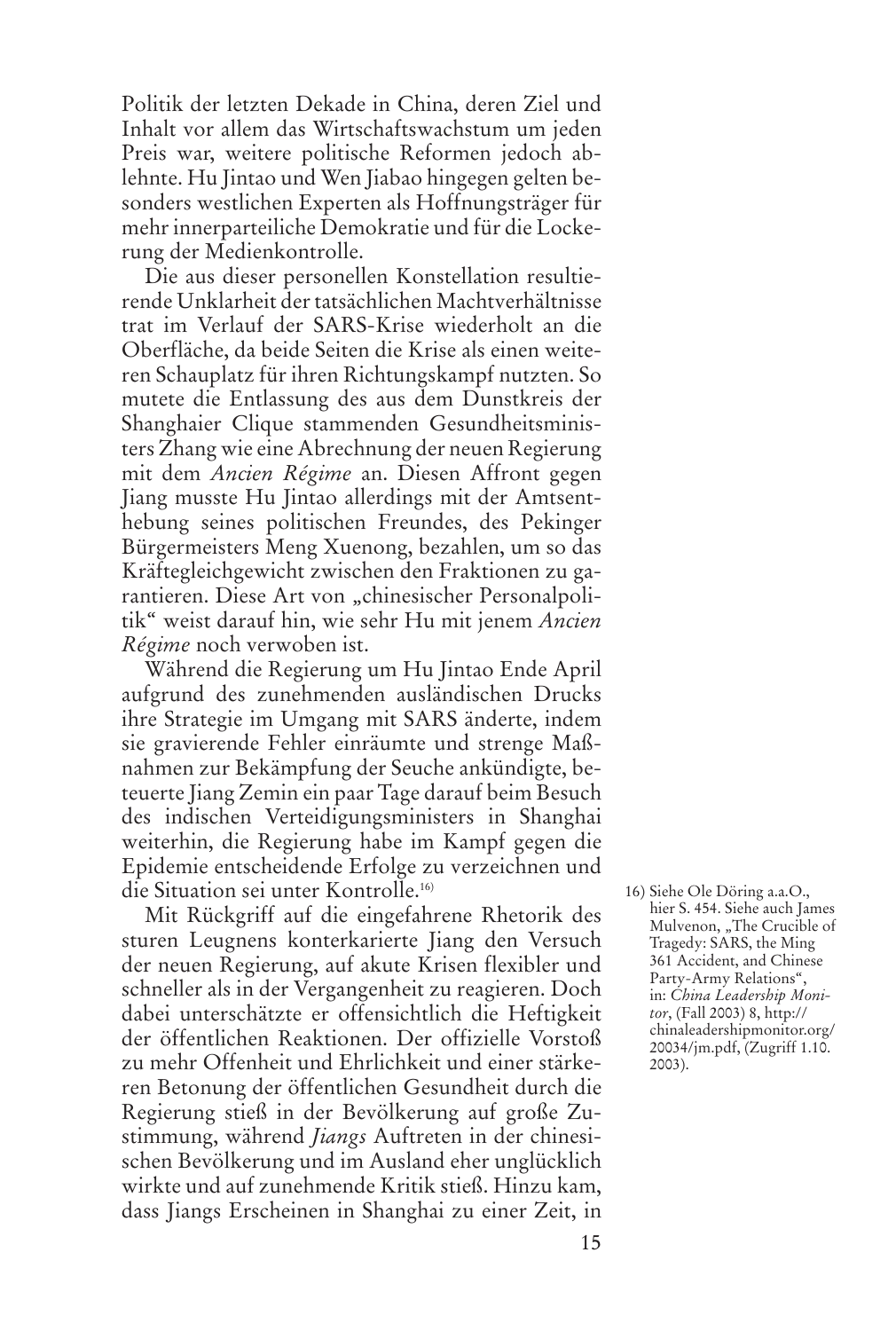Politik der letzten Dekade in China, deren Ziel und Inhalt vor allem das Wirtschaftswachstum um jeden Preis war, weitere politische Reformen jedoch ablehnte. Hu Jintao und Wen Jiabao hingegen gelten besonders westlichen Experten als Hoffnungsträger für mehr innerparteiliche Demokratie und für die Lockerung der Medienkontrolle.

Die aus dieser personellen Konstellation resultierende Unklarheit der tatsächlichen Machtverhältnisse trat im Verlauf der SARS-Krise wiederholt an die Oberfläche, da beide Seiten die Krise als einen weiteren Schauplatz für ihren Richtungskampf nutzten. So mutete die Entlassung des aus dem Dunstkreis der Shanghaier Clique stammenden Gesundheitsministers Zhang wie eine Abrechnung der neuen Regierung mit dem *Ancien Régime* an. Diesen Affront gegen Jiang musste Hu Jintao allerdings mit der Amtsenthebung seines politischen Freundes, des Pekinger Bürgermeisters Meng Xuenong, bezahlen, um so das Kräftegleichgewicht zwischen den Fraktionen zu garantieren. Diese Art von „chinesischer Personalpolitik" weist darauf hin, wie sehr Hu mit jenem *Ancien Régime* noch verwoben ist.

Während die Regierung um Hu Jintao Ende April aufgrund des zunehmenden ausländischen Drucks ihre Strategie im Umgang mit SARS änderte, indem sie gravierende Fehler einräumte und strenge Maßnahmen zur Bekämpfung der Seuche ankündigte, beteuerte Jiang Zemin ein paar Tage darauf beim Besuch des indischen Verteidigungsministers in Shanghai weiterhin, die Regierung habe im Kampf gegen die Epidemie entscheidende Erfolge zu verzeichnen und die Situation sei unter Kontrolle.[16]

Mit Rückgriff auf die eingefahrene Rhetorik des sturen Leugnens konterkarierte Jiang den Versuch der neuen Regierung, auf akute Krisen flexibler und schneller als in der Vergangenheit zu reagieren. Doch dabei unterschätzte er offensichtlich die Heftigkeit der öffentlichen Reaktionen. Der offizielle Vorstoß zu mehr Offenheit und Ehrlichkeit und einer stärkeren Betonung der öffentlichen Gesundheit durch die Regierung stieß in der Bevölkerung auf große Zustimmung, während *Jiangs* Auftreten in der chinesischen Bevölkerung und im Ausland eher unglücklich wirkte und auf zunehmende Kritik stieß. Hinzu kam, dass Jiangs Erscheinen in Shanghai zu einer Zeit, in

16) Siehe Ole Döring a.a.O., hier S. 454. Siehe auch James Mulvenon, „The Crucible of Tragedy: SARS, the Ming 361 Accident, and Chinese Party-Army Relations", in: *China Leadership Monitor*, (Fall 2003) 8, http://chinaleadershipmonitor.org/20034/jm.pdf, (Zugriff 1.10.2003).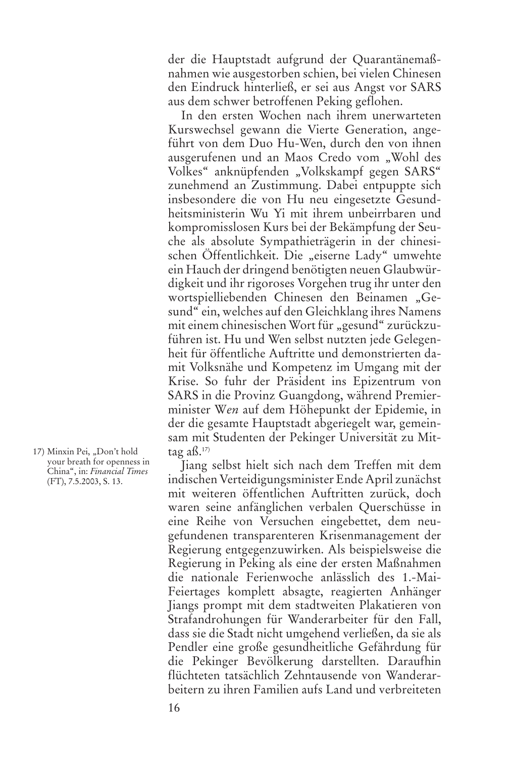der die Hauptstadt aufgrund der Quarantänemaßnahmen wie ausgestorben schien, bei vielen Chinesen den Eindruck hinterließ, er sei aus Angst vor SARS aus dem schwer betroffenen Peking geflohen.

In den ersten Wochen nach ihrem unerwarteten Kurswechsel gewann die Vierte Generation, angeführt von dem Duo Hu-Wen, durch den von ihnen ausgerufenen und an Maos Credo vom „Wohl des Volkes" anknüpfenden „Volkskampf gegen SARS" zunehmend an Zustimmung. Dabei entpuppte sich insbesondere die von Hu neu eingesetzte Gesundheitsministerin Wu Yi mit ihrem unbeirrbaren und kompromisslosen Kurs bei der Bekämpfung der Seuche als absolute Sympathieträgerin in der chinesischen Öffentlichkeit. Die „eiserne Lady" umwehte ein Hauch der dringend benötigten neuen Glaubwürdigkeit und ihr rigoroses Vorgehen trug ihr unter den wortspielliebenden Chinesen den Beinamen „Gesund" ein, welches auf den Gleichklang ihres Namens mit einem chinesischen Wort für „gesund" zurückzuführen ist. Hu und Wen selbst nutzten jede Gelegenheit für öffentliche Auftritte und demonstrierten damit Volksnähe und Kompetenz im Umgang mit der Krise. So fuhr der Präsident ins Epizentrum von SARS in die Provinz Guangdong, während Premierminister W*en* auf dem Höhepunkt der Epidemie, in der die gesamte Hauptstadt abgeriegelt war, gemeinsam mit Studenten der Pekinger Universität zu Mittag aß.[17]

Jiang selbst hielt sich nach dem Treffen mit dem indischen Verteidigungsminister Ende April zunächst mit weiteren öffentlichen Auftritten zurück, doch waren seine anfänglichen verbalen Querschüsse in eine Reihe von Versuchen eingebettet, dem neugefundenen transparenteren Krisenmanagement der Regierung entgegenzuwirken. Als beispielsweise die Regierung in Peking als eine der ersten Maßnahmen die nationale Ferienwoche anlässlich des 1.-Mai-Feiertages komplett absagte, reagierten Anhänger Jiangs prompt mit dem stadtweiten Plakatieren von Strafandrohungen für Wanderarbeiter für den Fall, dass sie die Stadt nicht umgehend verließen, da sie als Pendler eine große gesundheitliche Gefährdung für die Pekinger Bevölkerung darstellten. Daraufhin flüchteten tatsächlich Zehntausende von Wanderarbeitern zu ihren Familien aufs Land und verbreiteten

17) Minxin Pei, „Don't hold your breath for openness in China", in: *Financial Times* (FT), 7.5.2003, S. 13.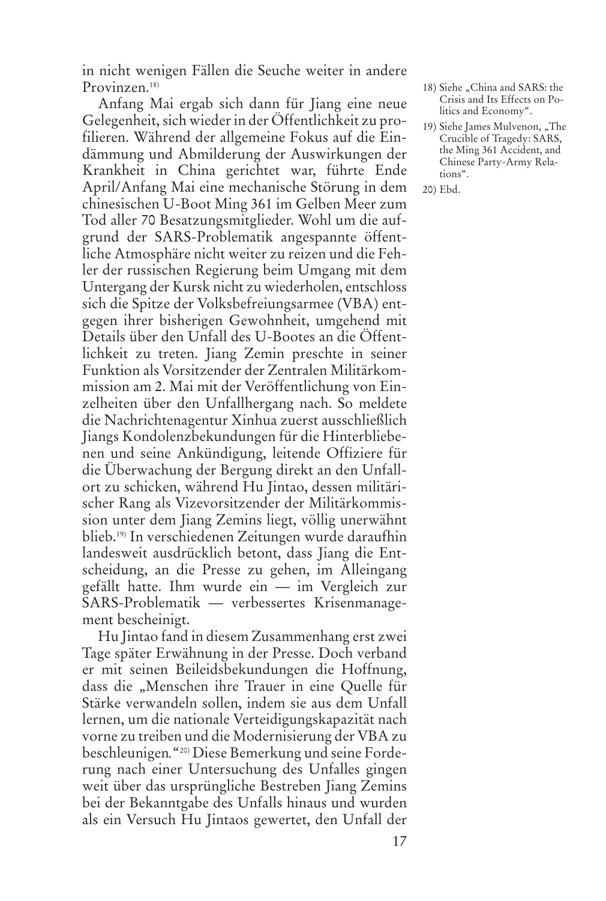in nicht wenigen Fällen die Seuche weiter in andere Provinzen.[18]

Anfang Mai ergab sich dann für Jiang eine neue Gelegenheit, sich wieder in der Öffentlichkeit zu profilieren. Während der allgemeine Fokus auf die Eindämmung und Abmilderung der Auswirkungen der Krankheit in China gerichtet war, führte Ende April/Anfang Mai eine mechanische Störung in dem chinesischen U-Boot Ming 361 im Gelben Meer zum Tod aller 70 Besatzungsmitglieder. Wohl um die aufgrund der SARS-Problematik angespannte öffentliche Atmosphäre nicht weiter zu reizen und die Fehler der russischen Regierung beim Umgang mit dem Untergang der Kursk nicht zu wiederholen, entschloss sich die Spitze der Volksbefreiungsarmee (VBA) entgegen ihrer bisherigen Gewohnheit, umgehend mit Details über den Unfall des U-Bootes an die Öffentlichkeit zu treten. Jiang Zemin preschte in seiner Funktion als Vorsitzender der Zentralen Militärkommission am 2. Mai mit der Veröffentlichung von Einzelheiten über den Unfallhergang nach. So meldete die Nachrichtenagentur Xinhua zuerst ausschließlich Jiangs Kondolenzbekundungen für die Hinterbliebenen und seine Ankündigung, leitende Offiziere für die Überwachung der Bergung direkt an den Unfallort zu schicken, während Hu Jintao, dessen militärischer Rang als Vizevorsitzender der Militärkommission unter dem Jiang Zemins liegt, völlig unerwähnt blieb.[19] In verschiedenen Zeitungen wurde daraufhin landesweit ausdrücklich betont, dass Jiang die Entscheidung, an die Presse zu gehen, im Alleingang gefällt hatte. Ihm wurde ein — im Vergleich zur SARS-Problematik — verbessertes Krisenmanagement bescheinigt.

Hu Jintao fand in diesem Zusammenhang erst zwei Tage später Erwähnung in der Presse. Doch verband er mit seinen Beileidsbekundungen die Hoffnung, dass die „Menschen ihre Trauer in eine Quelle für Stärke verwandeln sollen, indem sie aus dem Unfall lernen, um die nationale Verteidigungskapazität nach vorne zu treiben und die Modernisierung der VBA zu beschleunigen."[20] Diese Bemerkung und seine Forderung nach einer Untersuchung des Unfalles gingen weit über das ursprüngliche Bestreben Jiang Zemins bei der Bekanntgabe des Unfalls hinaus und wurden als ein Versuch Hu Jintaos gewertet, den Unfall der

18) Siehe „China and SARS: the Crisis and Its Effects on Politics and Economy".

19) Siehe James Mulvenon, „The Crucible of Tragedy: SARS, the Ming 361 Accident, and Chinese Party-Army Relations".

20) Ebd.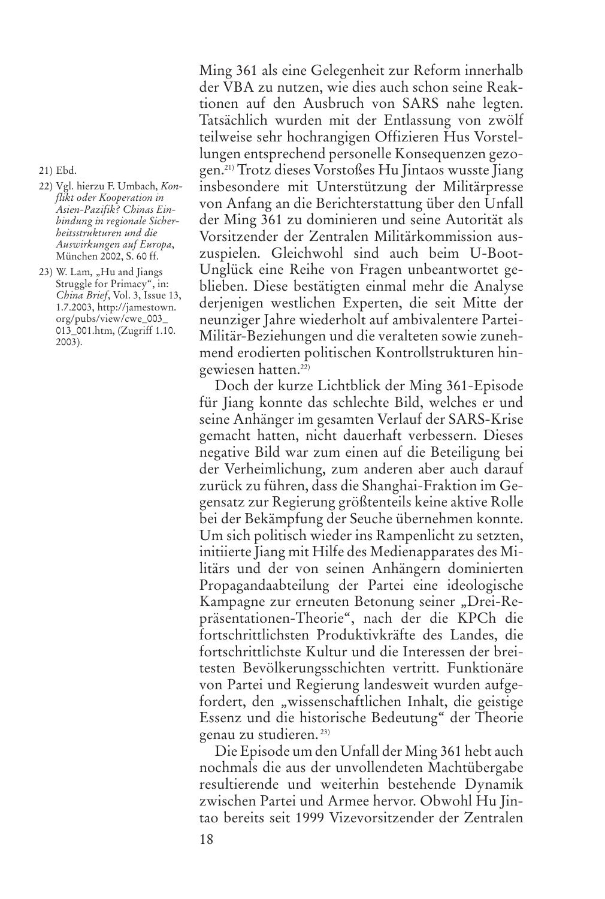Ming 361 als eine Gelegenheit zur Reform innerhalb der VBA zu nutzen, wie dies auch schon seine Reaktionen auf den Ausbruch von SARS nahe legten. Tatsächlich wurden mit der Entlassung von zwölf teilweise sehr hochrangigen Offizieren Hus Vorstellungen entsprechend personelle Konsequenzen gezogen.[21] Trotz dieses Vorstoßes Hu Jintaos wusste Jiang insbesondere mit Unterstützung der Militärpresse von Anfang an die Berichterstattung über den Unfall der Ming 361 zu dominieren und seine Autorität als Vorsitzender der Zentralen Militärkommission auszuspielen. Gleichwohl sind auch beim U-Boot-Unglück eine Reihe von Fragen unbeantwortet geblieben. Diese bestätigten einmal mehr die Analyse derjenigen westlichen Experten, die seit Mitte der neunziger Jahre wiederholt auf ambivalentere Partei-Militär-Beziehungen und die veralteten sowie zunehmend erodierten politischen Kontrollstrukturen hingewiesen hatten.[22]

Doch der kurze Lichtblick der Ming 361-Episode für Jiang konnte das schlechte Bild, welches er und seine Anhänger im gesamten Verlauf der SARS-Krise gemacht hatten, nicht dauerhaft verbessern. Dieses negative Bild war zum einen auf die Beteiligung bei der Verheimlichung, zum anderen aber auch darauf zurück zu führen, dass die Shanghai-Fraktion im Gegensatz zur Regierung größtenteils keine aktive Rolle bei der Bekämpfung der Seuche übernehmen konnte. Um sich politisch wieder ins Rampenlicht zu setzten, initiierte Jiang mit Hilfe des Medienapparates des Militärs und der von seinen Anhängern dominierten Propagandaabteilung der Partei eine ideologische Kampagne zur erneuten Betonung seiner „Drei-Repräsentationen-Theorie", nach der die KPCh die fortschrittlichsten Produktivkräfte des Landes, die fortschrittlichste Kultur und die Interessen der breitesten Bevölkerungsschichten vertritt. Funktionäre von Partei und Regierung landesweit wurden aufgefordert, den „wissenschaftlichen Inhalt, die geistige Essenz und die historische Bedeutung" der Theorie genau zu studieren.[23]

Die Episode um den Unfall der Ming 361 hebt auch nochmals die aus der unvollendeten Machtübergabe resultierende und weiterhin bestehende Dynamik zwischen Partei und Armee hervor. Obwohl Hu Jintao bereits seit 1999 Vizevorsitzender der Zentralen

---

21) Ebd.

22) Vgl. hierzu F. Umbach, *Konflikt oder Kooperation in Asien-Pazifik? Chinas Einbindung in regionale Sicherheitsstrukturen und die Auswirkungen auf Europa*, München 2002, S. 60 ff.

23) W. Lam, „Hu and Jiangs Struggle for Primacy", in: *China Brief*, Vol. 3, Issue 13, 1.7.2003, http://jamestown.org/pubs/view/cwe_003_013_001.htm, (Zugriff 1.10.2003).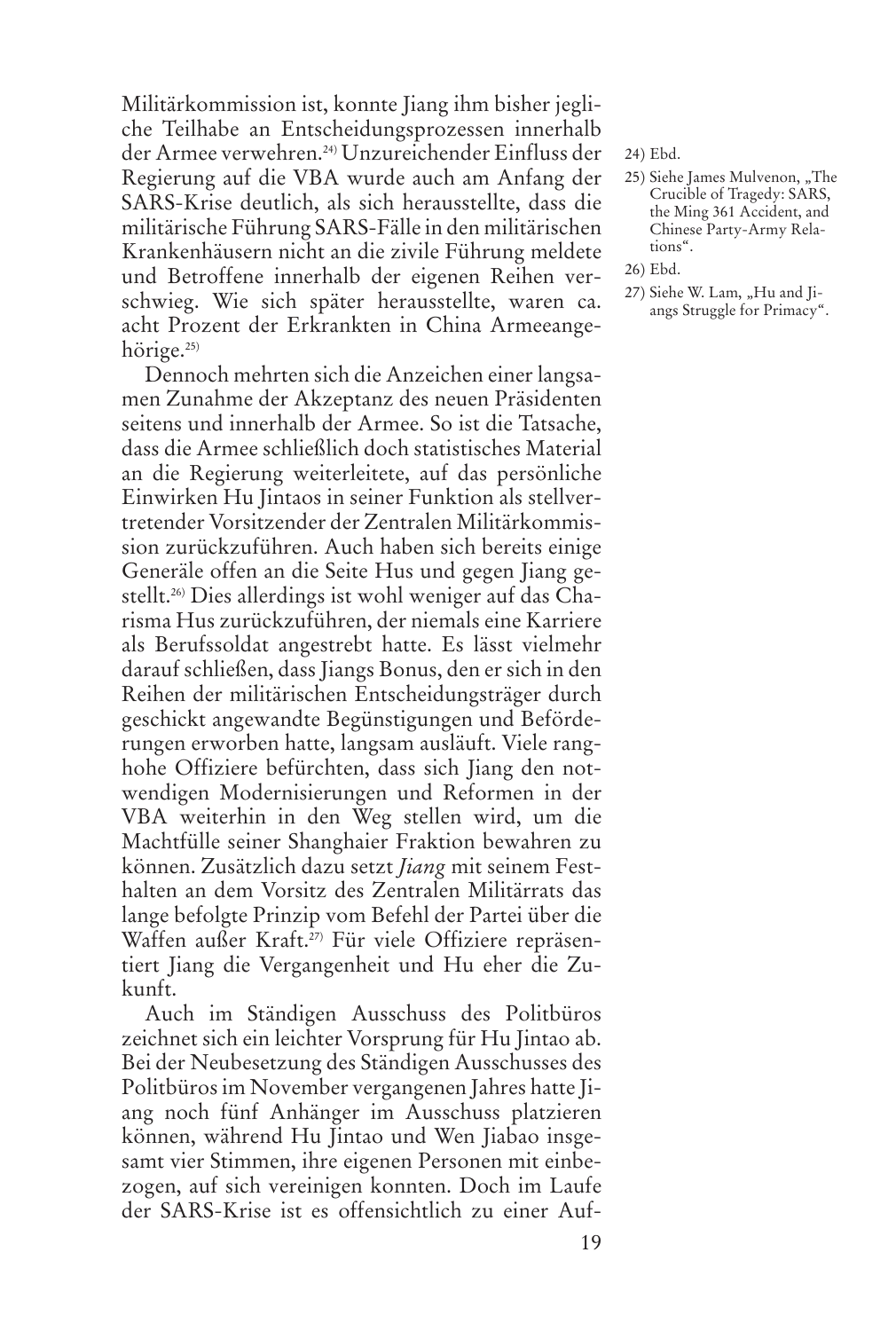Militärkommission ist, konnte Jiang ihm bisher jegliche Teilhabe an Entscheidungsprozessen innerhalb der Armee verwehren.[24] Unzureichender Einfluss der Regierung auf die VBA wurde auch am Anfang der SARS-Krise deutlich, als sich herausstellte, dass die militärische Führung SARS-Fälle in den militärischen Krankenhäusern nicht an die zivile Führung meldete und Betroffene innerhalb der eigenen Reihen verschwieg. Wie sich später herausstellte, waren ca. acht Prozent der Erkrankten in China Armeeangehörige.[25]

Dennoch mehrten sich die Anzeichen einer langsamen Zunahme der Akzeptanz des neuen Präsidenten seitens und innerhalb der Armee. So ist die Tatsache, dass die Armee schließlich doch statistisches Material an die Regierung weiterleitete, auf das persönliche Einwirken Hu Jintaos in seiner Funktion als stellvertretender Vorsitzender der Zentralen Militärkommission zurückzuführen. Auch haben sich bereits einige Generäle offen an die Seite Hus und gegen Jiang gestellt.[26] Dies allerdings ist wohl weniger auf das Charisma Hus zurückzuführen, der niemals eine Karriere als Berufssoldat angestrebt hatte. Es lässt vielmehr darauf schließen, dass Jiangs Bonus, den er sich in den Reihen der militärischen Entscheidungsträger durch geschickt angewandte Begünstigungen und Beförderungen erworben hatte, langsam ausläuft. Viele ranghohe Offiziere befürchten, dass sich Jiang den notwendigen Modernisierungen und Reformen in der VBA weiterhin in den Weg stellen wird, um die Machtfülle seiner Shanghaier Fraktion bewahren zu können. Zusätzlich dazu setzt *Jiang* mit seinem Festhalten an dem Vorsitz des Zentralen Militärrats das lange befolgte Prinzip vom Befehl der Partei über die Waffen außer Kraft.[27] Für viele Offiziere repräsentiert Jiang die Vergangenheit und Hu eher die Zukunft.

Auch im Ständigen Ausschuss des Politbüros zeichnet sich ein leichter Vorsprung für Hu Jintao ab. Bei der Neubesetzung des Ständigen Ausschusses des Politbüros im November vergangenen Jahres hatte Jiang noch fünf Anhänger im Ausschuss platzieren können, während Hu Jintao und Wen Jiabao insgesamt vier Stimmen, ihre eigenen Personen mit einbezogen, auf sich vereinigen konnten. Doch im Laufe der SARS-Krise ist es offensichtlich zu einer Auf-

24) Ebd.

25) Siehe James Mulvenon, „The Crucible of Tragedy: SARS, the Ming 361 Accident, and Chinese Party-Army Relations".

26) Ebd.

27) Siehe W. Lam, „Hu and Jiangs Struggle for Primacy".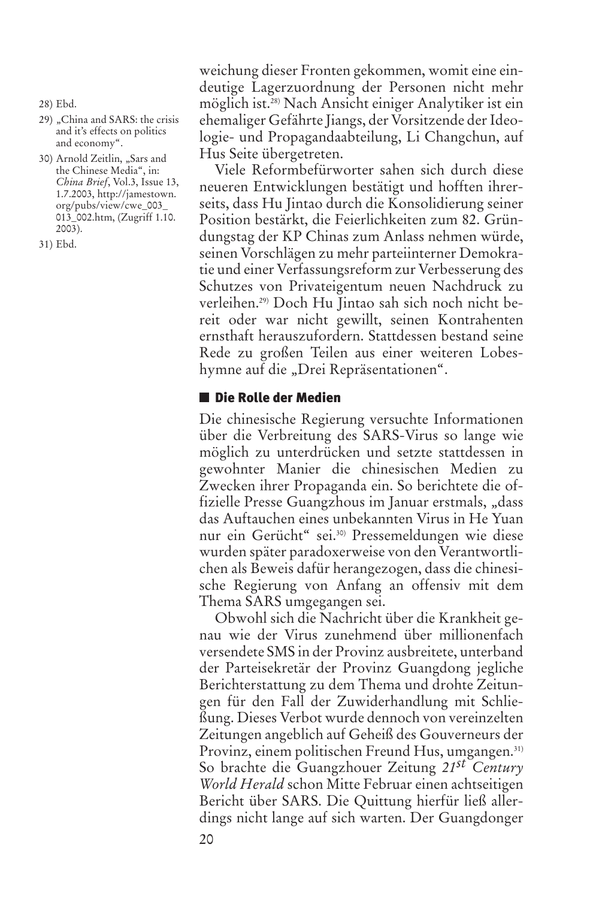weichung dieser Fronten gekommen, womit eine eindeutige Lagerzuordnung der Personen nicht mehr möglich ist.[28] Nach Ansicht einiger Analytiker ist ein ehemaliger Gefährte Jiangs, der Vorsitzende der Ideologie- und Propagandaabteilung, Li Changchun, auf Hus Seite übergetreten.

Viele Reformbefürworter sahen sich durch diese neueren Entwicklungen bestätigt und hofften ihrerseits, dass Hu Jintao durch die Konsolidierung seiner Position bestärkt, die Feierlichkeiten zum 82. Gründungstag der KP Chinas zum Anlass nehmen würde, seinen Vorschlägen zu mehr parteiinterner Demokratie und einer Verfassungsreform zur Verbesserung des Schutzes von Privateigentum neuen Nachdruck zu verleihen.[29] Doch Hu Jintao sah sich noch nicht bereit oder war nicht gewillt, seinen Kontrahenten ernsthaft herauszufordern. Stattdessen bestand seine Rede zu großen Teilen aus einer weiteren Lobeshymne auf die „Drei Repräsentationen".

## Die Rolle der Medien

Die chinesische Regierung versuchte Informationen über die Verbreitung des SARS-Virus so lange wie möglich zu unterdrücken und setzte stattdessen in gewohnter Manier die chinesischen Medien zu Zwecken ihrer Propaganda ein. So berichtete die offizielle Presse Guangzhous im Januar erstmals, „dass das Auftauchen eines unbekannten Virus in He Yuan nur ein Gerücht" sei.[30] Pressemeldungen wie diese wurden später paradoxerweise von den Verantwortlichen als Beweis dafür herangezogen, dass die chinesische Regierung von Anfang an offensiv mit dem Thema SARS umgegangen sei.

Obwohl sich die Nachricht über die Krankheit genau wie der Virus zunehmend über millionenfach versendete SMS in der Provinz ausbreitete, unterband der Parteisekretär der Provinz Guangdong jegliche Berichterstattung zu dem Thema und drohte Zeitungen für den Fall der Zuwiderhandlung mit Schließung. Dieses Verbot wurde dennoch von vereinzelten Zeitungen angeblich auf Geheiß des Gouverneurs der Provinz, einem politischen Freund Hus, umgangen.[31] So brachte die Guangzhouer Zeitung *21st Century World Herald* schon Mitte Februar einen achtseitigen Bericht über SARS. Die Quittung hierfür ließ allerdings nicht lange auf sich warten. Der Guangdonger

28) Ebd.

29) „China and SARS: the crisis and it's effects on politics and economy".

30) Arnold Zeitlin, „Sars and the Chinese Media", in: *China Brief*, Vol.3, Issue 13, 1.7.2003, http://jamestown.org/pubs/view/cwe_003_013_002.htm, (Zugriff 1.10.2003).

31) Ebd.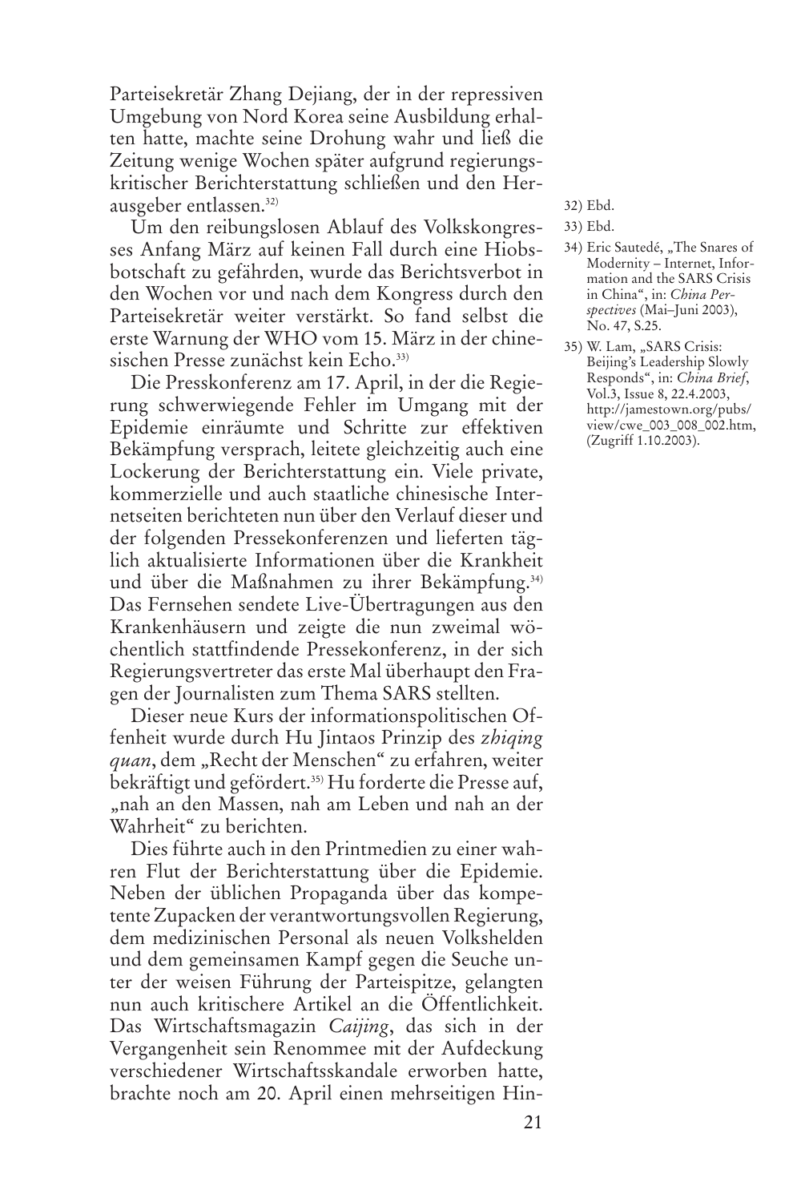Parteisekretär Zhang Dejiang, der in der repressiven Umgebung von Nord Korea seine Ausbildung erhalten hatte, machte seine Drohung wahr und ließ die Zeitung wenige Wochen später aufgrund regierungskritischer Berichterstattung schließen und den Herausgeber entlassen.[32]

Um den reibungslosen Ablauf des Volkskongresses Anfang März auf keinen Fall durch eine Hiobsbotschaft zu gefährden, wurde das Berichtsverbot in den Wochen vor und nach dem Kongress durch den Parteisekretär weiter verstärkt. So fand selbst die erste Warnung der WHO vom 15. März in der chinesischen Presse zunächst kein Echo.[33]

Die Presskonferenz am 17. April, in der die Regierung schwerwiegende Fehler im Umgang mit der Epidemie einräumte und Schritte zur effektiven Bekämpfung versprach, leitete gleichzeitig auch eine Lockerung der Berichterstattung ein. Viele private, kommerzielle und auch staatliche chinesische Internetseiten berichteten nun über den Verlauf dieser und der folgenden Pressekonferenzen und lieferten täglich aktualisierte Informationen über die Krankheit und über die Maßnahmen zu ihrer Bekämpfung.[34] Das Fernsehen sendete Live-Übertragungen aus den Krankenhäusern und zeigte die nun zweimal wöchentlich stattfindende Pressekonferenz, in der sich Regierungsvertreter das erste Mal überhaupt den Fragen der Journalisten zum Thema SARS stellten.

Dieser neue Kurs der informationspolitischen Offenheit wurde durch Hu Jintaos Prinzip des *zhiqing quan*, dem „Recht der Menschen" zu erfahren, weiter bekräftigt und gefördert.[35] Hu forderte die Presse auf, „nah an den Massen, nah am Leben und nah an der Wahrheit" zu berichten.

Dies führte auch in den Printmedien zu einer wahren Flut der Berichterstattung über die Epidemie. Neben der üblichen Propaganda über das kompetente Zupacken der verantwortungsvollen Regierung, dem medizinischen Personal als neuen Volkshelden und dem gemeinsamen Kampf gegen die Seuche unter der weisen Führung der Parteispitze, gelangten nun auch kritischere Artikel an die Öffentlichkeit. Das Wirtschaftsmagazin *Caijing*, das sich in der Vergangenheit sein Renommee mit der Aufdeckung verschiedener Wirtschaftsskandale erworben hatte, brachte noch am 20. April einen mehrseitigen Hin-

32) Ebd.

33) Ebd.

34) Eric Sautedé, „The Snares of Modernity – Internet, Information and the SARS Crisis in China", in: *China Perspectives* (Mai–Juni 2003), No. 47, S.25.

35) W. Lam, „SARS Crisis: Beijing's Leadership Slowly Responds", in: *China Brief*, Vol.3, Issue 8, 22.4.2003, http://jamestown.org/pubs/view/cwe_003_008_002.htm, (Zugriff 1.10.2003).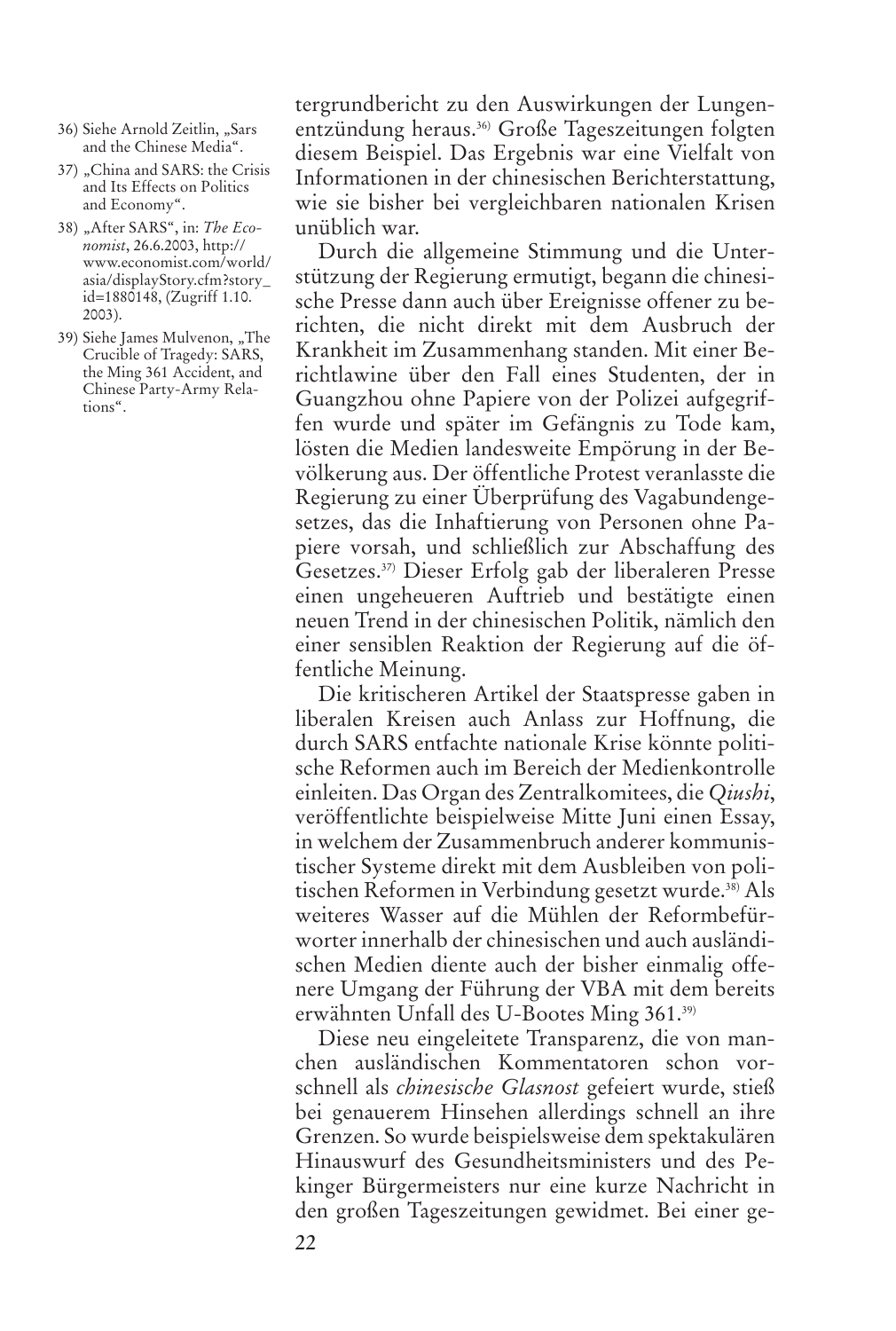tergrundbericht zu den Auswirkungen der Lungenentzündung heraus.[36] Große Tageszeitungen folgten diesem Beispiel. Das Ergebnis war eine Vielfalt von Informationen in der chinesischen Berichterstattung, wie sie bisher bei vergleichbaren nationalen Krisen unüblich war.

Durch die allgemeine Stimmung und die Unterstützung der Regierung ermutigt, begann die chinesische Presse dann auch über Ereignisse offener zu berichten, die nicht direkt mit dem Ausbruch der Krankheit im Zusammenhang standen. Mit einer Berichtlawine über den Fall eines Studenten, der in Guangzhou ohne Papiere von der Polizei aufgegriffen wurde und später im Gefängnis zu Tode kam, lösten die Medien landesweite Empörung in der Bevölkerung aus. Der öffentliche Protest veranlasste die Regierung zu einer Überprüfung des Vagabundengesetzes, das die Inhaftierung von Personen ohne Papiere vorsah, und schließlich zur Abschaffung des Gesetzes.[37] Dieser Erfolg gab der liberaleren Presse einen ungeheueren Auftrieb und bestätigte einen neuen Trend in der chinesischen Politik, nämlich den einer sensiblen Reaktion der Regierung auf die öffentliche Meinung.

Die kritischeren Artikel der Staatspresse gaben in liberalen Kreisen auch Anlass zur Hoffnung, die durch SARS entfachte nationale Krise könnte politische Reformen auch im Bereich der Medienkontrolle einleiten. Das Organ des Zentralkomitees, die *Qiushi*, veröffentlichte beispielweise Mitte Juni einen Essay, in welchem der Zusammenbruch anderer kommunistischer Systeme direkt mit dem Ausbleiben von politischen Reformen in Verbindung gesetzt wurde.[38] Als weiteres Wasser auf die Mühlen der Reformbefürworter innerhalb der chinesischen und auch ausländischen Medien diente auch der bisher einmalig offenere Umgang der Führung der VBA mit dem bereits erwähnten Unfall des U-Bootes Ming 361.[39]

Diese neu eingeleitete Transparenz, die von manchen ausländischen Kommentatoren schon vorschnell als *chinesische Glasnost* gefeiert wurde, stieß bei genauerem Hinsehen allerdings schnell an ihre Grenzen. So wurde beispielsweise dem spektakulären Hinauswurf des Gesundheitsministers und des Pekinger Bürgermeisters nur eine kurze Nachricht in den großen Tageszeitungen gewidmet. Bei einer ge-

36) Siehe Arnold Zeitlin, „Sars and the Chinese Media".

37) „China and SARS: the Crisis and Its Effects on Politics and Economy".

38) „After SARS", in: *The Economist*, 26.6.2003, http://www.economist.com/world/asia/displayStory.cfm?story_id=1880148, (Zugriff 1.10.2003).

39) Siehe James Mulvenon, „The Crucible of Tragedy: SARS, the Ming 361 Accident, and Chinese Party-Army Relations".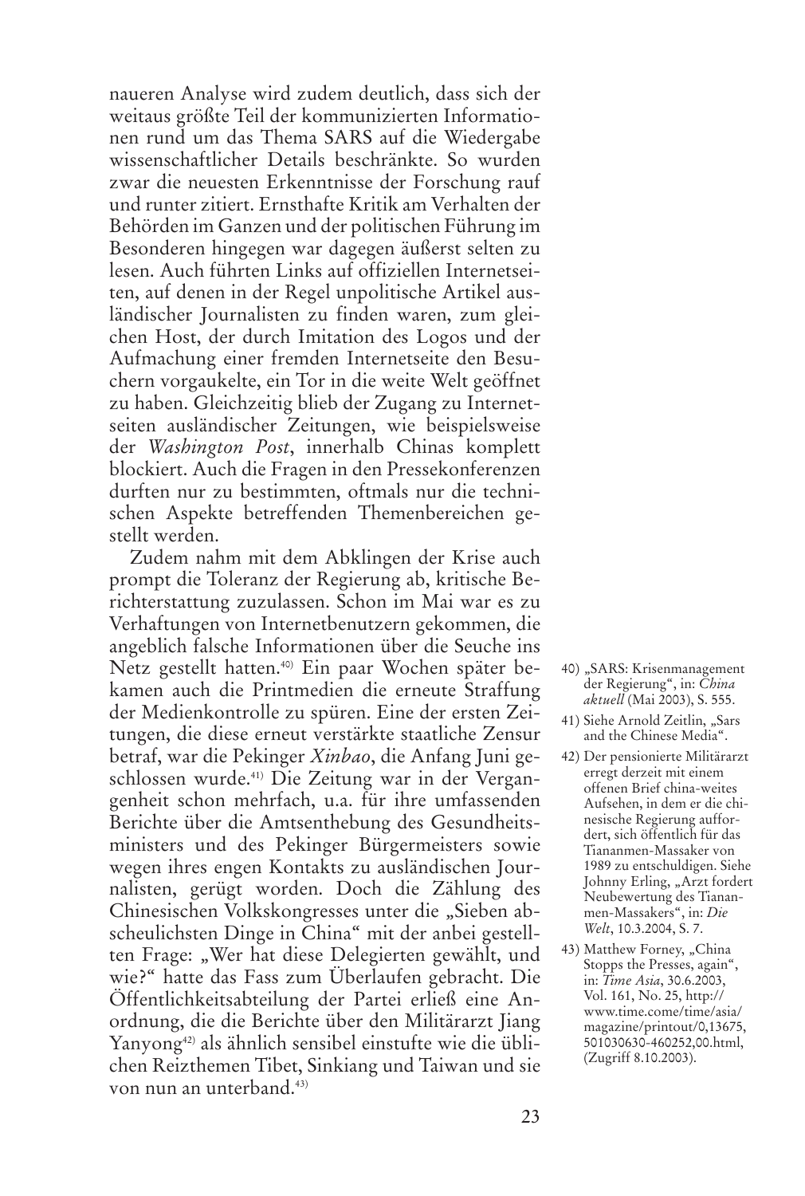naueren Analyse wird zudem deutlich, dass sich der weitaus größte Teil der kommunizierten Informationen rund um das Thema SARS auf die Wiedergabe wissenschaftlicher Details beschränkte. So wurden zwar die neuesten Erkenntnisse der Forschung rauf und runter zitiert. Ernsthafte Kritik am Verhalten der Behörden im Ganzen und der politischen Führung im Besonderen hingegen war dagegen äußerst selten zu lesen. Auch führten Links auf offiziellen Internetseiten, auf denen in der Regel unpolitische Artikel ausländischer Journalisten zu finden waren, zum gleichen Host, der durch Imitation des Logos und der Aufmachung einer fremden Internetseite den Besuchern vorgaukelte, ein Tor in die weite Welt geöffnet zu haben. Gleichzeitig blieb der Zugang zu Internetseiten ausländischer Zeitungen, wie beispielsweise der *Washington Post*, innerhalb Chinas komplett blockiert. Auch die Fragen in den Pressekonferenzen durften nur zu bestimmten, oftmals nur die technischen Aspekte betreffenden Themenbereichen gestellt werden.

Zudem nahm mit dem Abklingen der Krise auch prompt die Toleranz der Regierung ab, kritische Berichterstattung zuzulassen. Schon im Mai war es zu Verhaftungen von Internetbenutzern gekommen, die angeblich falsche Informationen über die Seuche ins Netz gestellt hatten.[40] Ein paar Wochen später bekamen auch die Printmedien die erneute Straffung der Medienkontrolle zu spüren. Eine der ersten Zeitungen, die diese erneut verstärkte staatliche Zensur betraf, war die Pekinger *Xinbao*, die Anfang Juni geschlossen wurde.[41] Die Zeitung war in der Vergangenheit schon mehrfach, u.a. für ihre umfassenden Berichte über die Amtsenthebung des Gesundheitsministers und des Pekinger Bürgermeisters sowie wegen ihres engen Kontakts zu ausländischen Journalisten, gerügt worden. Doch die Zählung des Chinesischen Volkskongresses unter die „Sieben abscheulichsten Dinge in China" mit der anbei gestellten Frage: „Wer hat diese Delegierten gewählt, und wie?" hatte das Fass zum Überlaufen gebracht. Die Öffentlichkeitsabteilung der Partei erließ eine Anordnung, die die Berichte über den Militärarzt Jiang Yanyong[42] als ähnlich sensibel einstufte wie die üblichen Reizthemen Tibet, Sinkiang und Taiwan und sie von nun an unterband.[43]

40) „SARS: Krisenmanagement der Regierung", in: *China aktuell* (Mai 2003), S. 555.

41) Siehe Arnold Zeitlin, „Sars and the Chinese Media".

42) Der pensionierte Militärarzt erregt derzeit mit einem offenen Brief china-weites Aufsehen, in dem er die chinesische Regierung auffordert, sich öffentlich für das Tiananmen-Massaker von 1989 zu entschuldigen. Siehe Johnny Erling, „Arzt fordert Neubewertung des Tiananmen-Massakers", in: *Die Welt*, 10.3.2004, S. 7.

43) Matthew Forney, „China Stopps the Presses, again", in: *Time Asia*, 30.6.2003, Vol. 161, No. 25, http://www.time.come/time/asia/magazine/printout/0,13675,501030630-460252,00.html, (Zugriff 8.10.2003).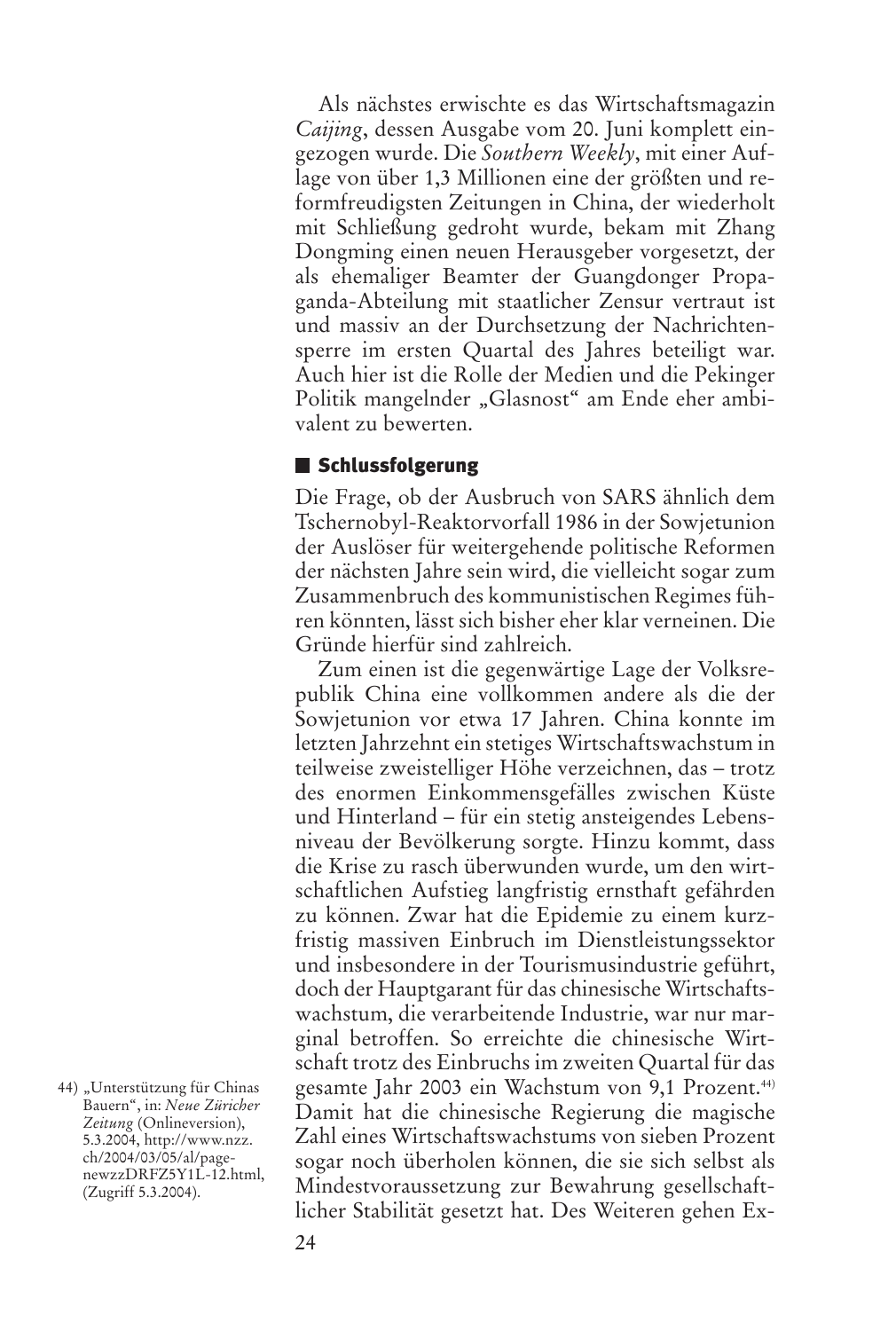Als nächstes erwischte es das Wirtschaftsmagazin *Caijing*, dessen Ausgabe vom 20. Juni komplett eingezogen wurde. Die *Southern Weekly*, mit einer Auflage von über 1,3 Millionen eine der größten und reformfreudigsten Zeitungen in China, der wiederholt mit Schließung gedroht wurde, bekam mit Zhang Dongming einen neuen Herausgeber vorgesetzt, der als ehemaliger Beamter der Guangdonger Propaganda-Abteilung mit staatlicher Zensur vertraut ist und massiv an der Durchsetzung der Nachrichtensperre im ersten Quartal des Jahres beteiligt war. Auch hier ist die Rolle der Medien und die Pekinger Politik mangelnder „Glasnost" am Ende eher ambivalent zu bewerten.

## Schlussfolgerung

Die Frage, ob der Ausbruch von SARS ähnlich dem Tschernobyl-Reaktorvorfall 1986 in der Sowjetunion der Auslöser für weitergehende politische Reformen der nächsten Jahre sein wird, die vielleicht sogar zum Zusammenbruch des kommunistischen Regimes führen könnten, lässt sich bisher eher klar verneinen. Die Gründe hierfür sind zahlreich.

Zum einen ist die gegenwärtige Lage der Volksrepublik China eine vollkommen andere als die der Sowjetunion vor etwa 17 Jahren. China konnte im letzten Jahrzehnt ein stetiges Wirtschaftswachstum in teilweise zweistelliger Höhe verzeichnen, das – trotz des enormen Einkommensgefälles zwischen Küste und Hinterland – für ein stetig ansteigendes Lebensniveau der Bevölkerung sorgte. Hinzu kommt, dass die Krise zu rasch überwunden wurde, um den wirtschaftlichen Aufstieg langfristig ernsthaft gefährden zu können. Zwar hat die Epidemie zu einem kurzfristig massiven Einbruch im Dienstleistungssektor und insbesondere in der Tourismusindustrie geführt, doch der Hauptgarant für das chinesische Wirtschaftswachstum, die verarbeitende Industrie, war nur marginal betroffen. So erreichte die chinesische Wirtschaft trotz des Einbruchs im zweiten Quartal für das gesamte Jahr 2003 ein Wachstum von 9,1 Prozent.[44] Damit hat die chinesische Regierung die magische Zahl eines Wirtschaftswachstums von sieben Prozent sogar noch überholen können, die sie sich selbst als Mindestvoraussetzung zur Bewahrung gesellschaftlicher Stabilität gesetzt hat. Des Weiteren gehen Ex-

44) „Unterstützung für Chinas Bauern", in: *Neue Züricher Zeitung* (Onlineversion), 5.3.2004, http://www.nzz.ch/2004/03/05/al/page-newzzDRFZ5Y1L-12.html, (Zugriff 5.3.2004).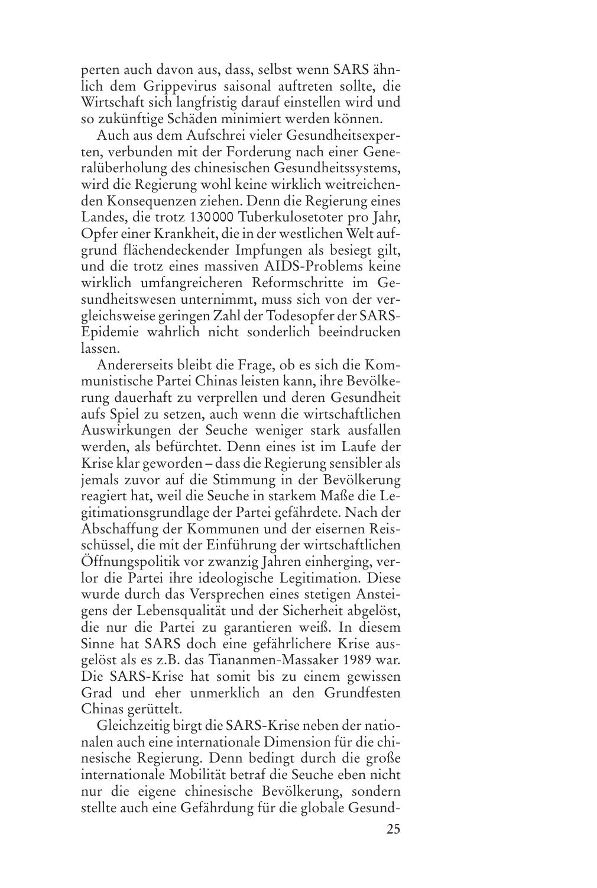perten auch davon aus, dass, selbst wenn SARS ähnlich dem Grippevirus saisonal auftreten sollte, die Wirtschaft sich langfristig darauf einstellen wird und so zukünftige Schäden minimiert werden können.

Auch aus dem Aufschrei vieler Gesundheitsexperten, verbunden mit der Forderung nach einer Generalüberholung des chinesischen Gesundheitssystems, wird die Regierung wohl keine wirklich weitreichenden Konsequenzen ziehen. Denn die Regierung eines Landes, die trotz 130000 Tuberkulosetoter pro Jahr, Opfer einer Krankheit, die in der westlichen Welt aufgrund flächendeckender Impfungen als besiegt gilt, und die trotz eines massiven AIDS-Problems keine wirklich umfangreicheren Reformschritte im Gesundheitswesen unternimmt, muss sich von der vergleichsweise geringen Zahl der Todesopfer der SARS-Epidemie wahrlich nicht sonderlich beeindrucken lassen.

Andererseits bleibt die Frage, ob es sich die Kommunistische Partei Chinas leisten kann, ihre Bevölkerung dauerhaft zu verprellen und deren Gesundheit aufs Spiel zu setzen, auch wenn die wirtschaftlichen Auswirkungen der Seuche weniger stark ausfallen werden, als befürchtet. Denn eines ist im Laufe der Krise klar geworden – dass die Regierung sensibler als jemals zuvor auf die Stimmung in der Bevölkerung reagiert hat, weil die Seuche in starkem Maße die Legitimationsgrundlage der Partei gefährdete. Nach der Abschaffung der Kommunen und der eisernen Reisschüssel, die mit der Einführung der wirtschaftlichen Öffnungspolitik vor zwanzig Jahren einherging, verlor die Partei ihre ideologische Legitimation. Diese wurde durch das Versprechen eines stetigen Ansteigens der Lebensqualität und der Sicherheit abgelöst, die nur die Partei zu garantieren weiß. In diesem Sinne hat SARS doch eine gefährlichere Krise ausgelöst als es z.B. das Tiananmen-Massaker 1989 war. Die SARS-Krise hat somit bis zu einem gewissen Grad und eher unmerklich an den Grundfesten Chinas gerüttelt.

Gleichzeitig birgt die SARS-Krise neben der nationalen auch eine internationale Dimension für die chinesische Regierung. Denn bedingt durch die große internationale Mobilität betraf die Seuche eben nicht nur die eigene chinesische Bevölkerung, sondern stellte auch eine Gefährdung für die globale Gesund-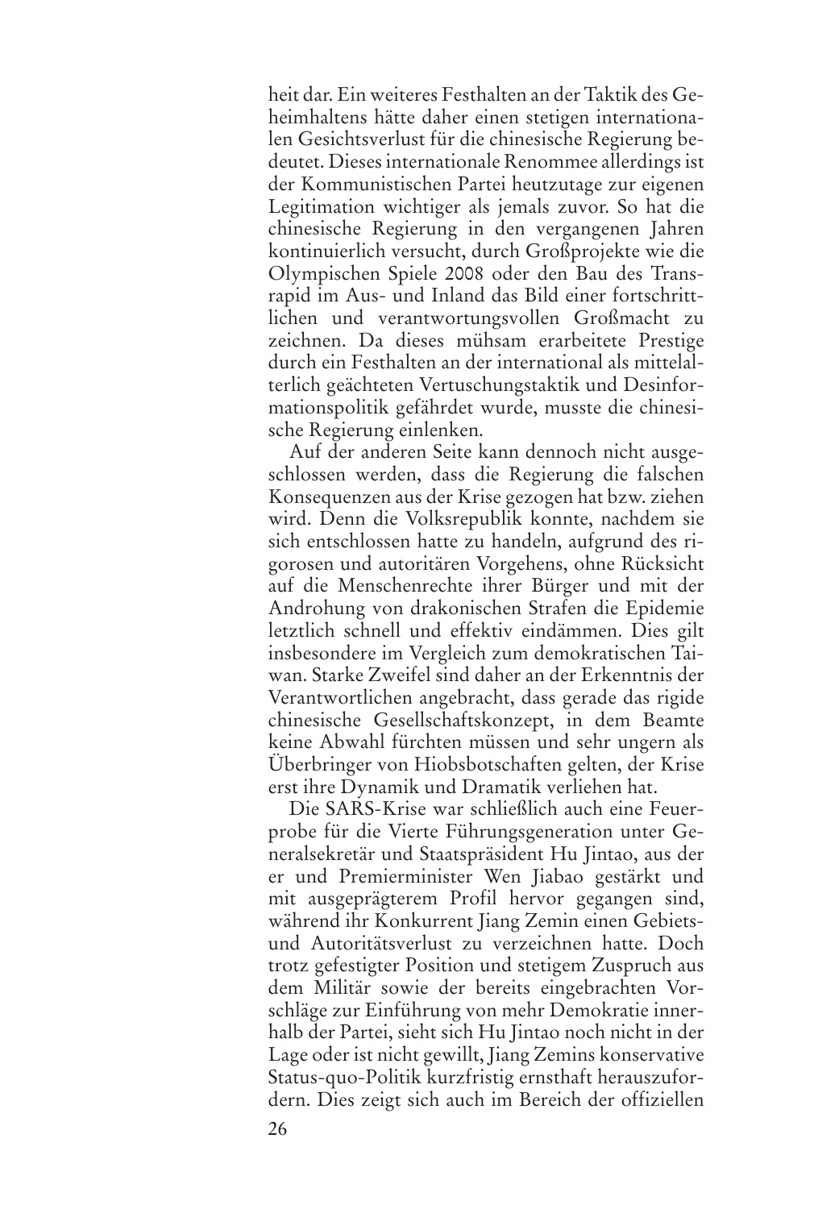heit dar. Ein weiteres Festhalten an der Taktik des Geheimhaltens hätte daher einen stetigen internationalen Gesichtsverlust für die chinesische Regierung bedeutet. Dieses internationale Renommee allerdings ist der Kommunistischen Partei heutzutage zur eigenen Legitimation wichtiger als jemals zuvor. So hat die chinesische Regierung in den vergangenen Jahren kontinuierlich versucht, durch Großprojekte wie die Olympischen Spiele 2008 oder den Bau des Transrapid im Aus- und Inland das Bild einer fortschrittlichen und verantwortungsvollen Großmacht zu zeichnen. Da dieses mühsam erarbeitete Prestige durch ein Festhalten an der international als mittelalterlich geächteten Vertuschungstaktik und Desinformationspolitik gefährdet wurde, musste die chinesische Regierung einlenken.

Auf der anderen Seite kann dennoch nicht ausgeschlossen werden, dass die Regierung die falschen Konsequenzen aus der Krise gezogen hat bzw. ziehen wird. Denn die Volksrepublik konnte, nachdem sie sich entschlossen hatte zu handeln, aufgrund des rigorosen und autoritären Vorgehens, ohne Rücksicht auf die Menschenrechte ihrer Bürger und mit der Androhung von drakonischen Strafen die Epidemie letztlich schnell und effektiv eindämmen. Dies gilt insbesondere im Vergleich zum demokratischen Taiwan. Starke Zweifel sind daher an der Erkenntnis der Verantwortlichen angebracht, dass gerade das rigide chinesische Gesellschaftskonzept, in dem Beamte keine Abwahl fürchten müssen und sehr ungern als Überbringer von Hiobsbotschaften gelten, der Krise erst ihre Dynamik und Dramatik verliehen hat.

Die SARS-Krise war schließlich auch eine Feuerprobe für die Vierte Führungsgeneration unter Generalsekretär und Staatspräsident Hu Jintao, aus der er und Premierminister Wen Jiabao gestärkt und mit ausgeprägterem Profil hervor gegangen sind, während ihr Konkurrent Jiang Zemin einen Gebiets- und Autoritätsverlust zu verzeichnen hatte. Doch trotz gefestigter Position und stetigem Zuspruch aus dem Militär sowie der bereits eingebrachten Vorschläge zur Einführung von mehr Demokratie innerhalb der Partei, sieht sich Hu Jintao noch nicht in der Lage oder ist nicht gewillt, Jiang Zemins konservative Status-quo-Politik kurzfristig ernsthaft herauszufordern. Dies zeigt sich auch im Bereich der offiziellen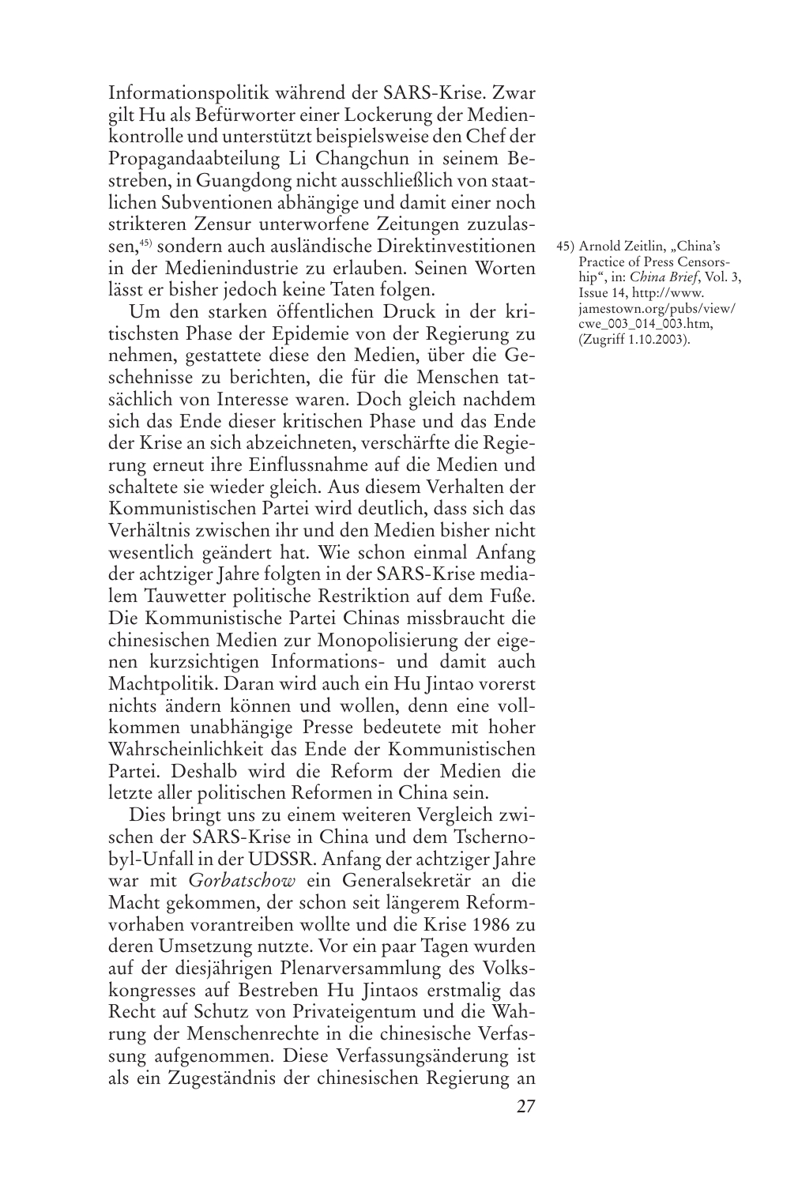Informationspolitik während der SARS-Krise. Zwar gilt Hu als Befürworter einer Lockerung der Medienkontrolle und unterstützt beispielsweise den Chef der Propagandaabteilung Li Changchun in seinem Bestreben, in Guangdong nicht ausschließlich von staatlichen Subventionen abhängige und damit einer noch strikteren Zensur unterworfene Zeitungen zuzulassen,[45] sondern auch ausländische Direktinvestitionen in der Medienindustrie zu erlauben. Seinen Worten lässt er bisher jedoch keine Taten folgen.

Um den starken öffentlichen Druck in der kritischsten Phase der Epidemie von der Regierung zu nehmen, gestattete diese den Medien, über die Geschehnisse zu berichten, die für die Menschen tatsächlich von Interesse waren. Doch gleich nachdem sich das Ende dieser kritischen Phase und das Ende der Krise an sich abzeichneten, verschärfte die Regierung erneut ihre Einflussnahme auf die Medien und schaltete sie wieder gleich. Aus diesem Verhalten der Kommunistischen Partei wird deutlich, dass sich das Verhältnis zwischen ihr und den Medien bisher nicht wesentlich geändert hat. Wie schon einmal Anfang der achtziger Jahre folgten in der SARS-Krise medialem Tauwetter politische Restriktion auf dem Fuße. Die Kommunistische Partei Chinas missbraucht die chinesischen Medien zur Monopolisierung der eigenen kurzsichtigen Informations- und damit auch Machtpolitik. Daran wird auch ein Hu Jintao vorerst nichts ändern können und wollen, denn eine vollkommen unabhängige Presse bedeutete mit hoher Wahrscheinlichkeit das Ende der Kommunistischen Partei. Deshalb wird die Reform der Medien die letzte aller politischen Reformen in China sein.

Dies bringt uns zu einem weiteren Vergleich zwischen der SARS-Krise in China und dem Tschernobyl-Unfall in der UDSSR. Anfang der achtziger Jahre war mit *Gorbatschow* ein Generalsekretär an die Macht gekommen, der schon seit längerem Reformvorhaben vorantreiben wollte und die Krise 1986 zu deren Umsetzung nutzte. Vor ein paar Tagen wurden auf der diesjährigen Plenarversammlung des Volkskongresses auf Bestreben Hu Jintaos erstmalig das Recht auf Schutz von Privateigentum und die Wahrung der Menschenrechte in die chinesische Verfassung aufgenommen. Diese Verfassungsänderung ist als ein Zugeständnis der chinesischen Regierung an

45) Arnold Zeitlin, „China's Practice of Press Censorship", in: *China Brief*, Vol. 3, Issue 14, http://www.jamestown.org/pubs/view/cwe_003_014_003.htm, (Zugriff 1.10.2003).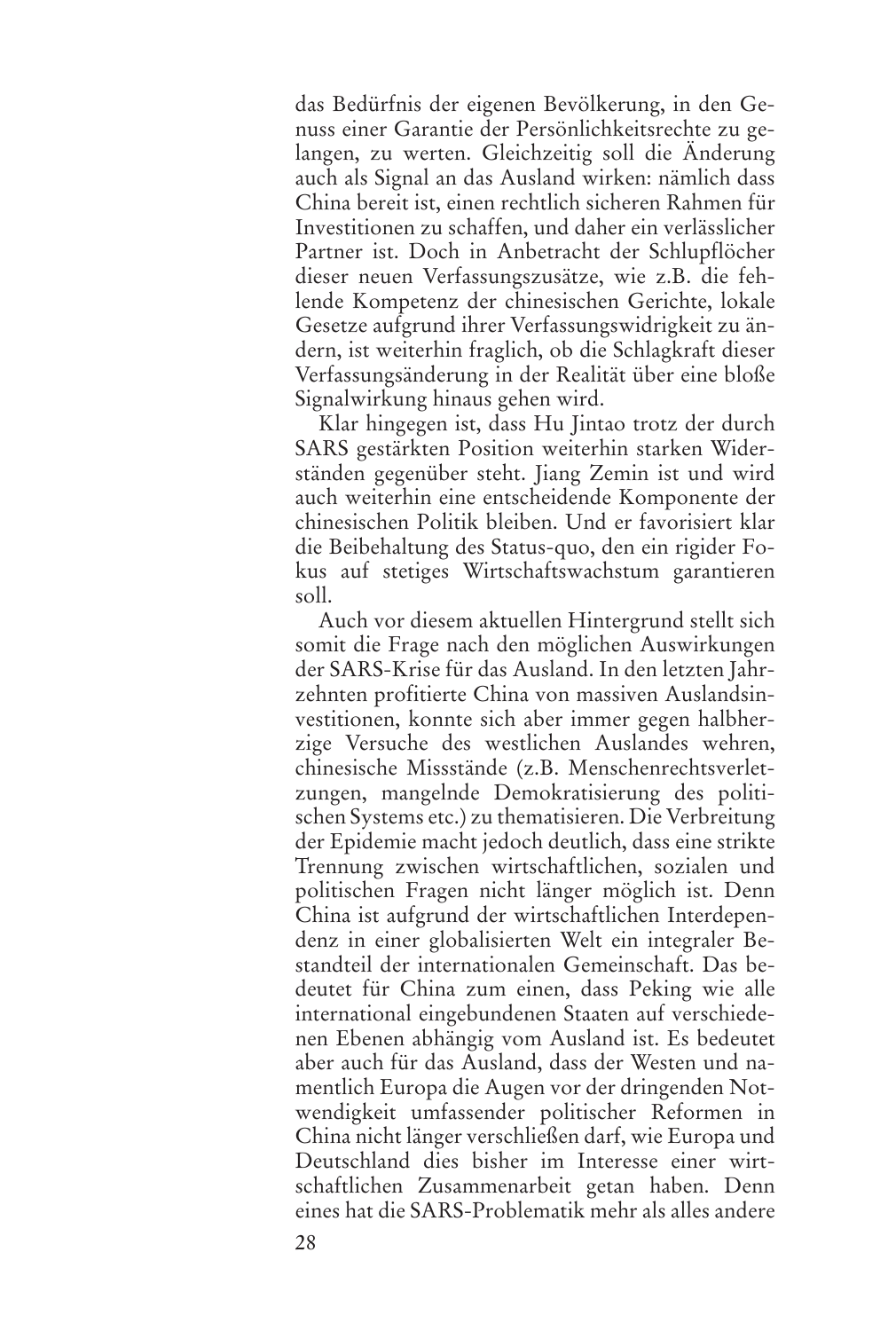das Bedürfnis der eigenen Bevölkerung, in den Genuss einer Garantie der Persönlichkeitsrechte zu gelangen, zu werten. Gleichzeitig soll die Änderung auch als Signal an das Ausland wirken: nämlich dass China bereit ist, einen rechtlich sicheren Rahmen für Investitionen zu schaffen, und daher ein verlässlicher Partner ist. Doch in Anbetracht der Schlupflöcher dieser neuen Verfassungszusätze, wie z.B. die fehlende Kompetenz der chinesischen Gerichte, lokale Gesetze aufgrund ihrer Verfassungswidrigkeit zu ändern, ist weiterhin fraglich, ob die Schlagkraft dieser Verfassungsänderung in der Realität über eine bloße Signalwirkung hinaus gehen wird.

Klar hingegen ist, dass Hu Jintao trotz der durch SARS gestärkten Position weiterhin starken Widerständen gegenüber steht. Jiang Zemin ist und wird auch weiterhin eine entscheidende Komponente der chinesischen Politik bleiben. Und er favorisiert klar die Beibehaltung des Status-quo, den ein rigider Fokus auf stetiges Wirtschaftswachstum garantieren soll.

Auch vor diesem aktuellen Hintergrund stellt sich somit die Frage nach den möglichen Auswirkungen der SARS-Krise für das Ausland. In den letzten Jahrzehnten profitierte China von massiven Auslandsinvestitionen, konnte sich aber immer gegen halbherzige Versuche des westlichen Auslandes wehren, chinesische Missstände (z.B. Menschenrechtsverletzungen, mangelnde Demokratisierung des politischen Systems etc.) zu thematisieren. Die Verbreitung der Epidemie macht jedoch deutlich, dass eine strikte Trennung zwischen wirtschaftlichen, sozialen und politischen Fragen nicht länger möglich ist. Denn China ist aufgrund der wirtschaftlichen Interdependenz in einer globalisierten Welt ein integraler Bestandteil der internationalen Gemeinschaft. Das bedeutet für China zum einen, dass Peking wie alle international eingebundenen Staaten auf verschiedenen Ebenen abhängig vom Ausland ist. Es bedeutet aber auch für das Ausland, dass der Westen und namentlich Europa die Augen vor der dringenden Notwendigkeit umfassender politischer Reformen in China nicht länger verschließen darf, wie Europa und Deutschland dies bisher im Interesse einer wirtschaftlichen Zusammenarbeit getan haben. Denn eines hat die SARS-Problematik mehr als alles andere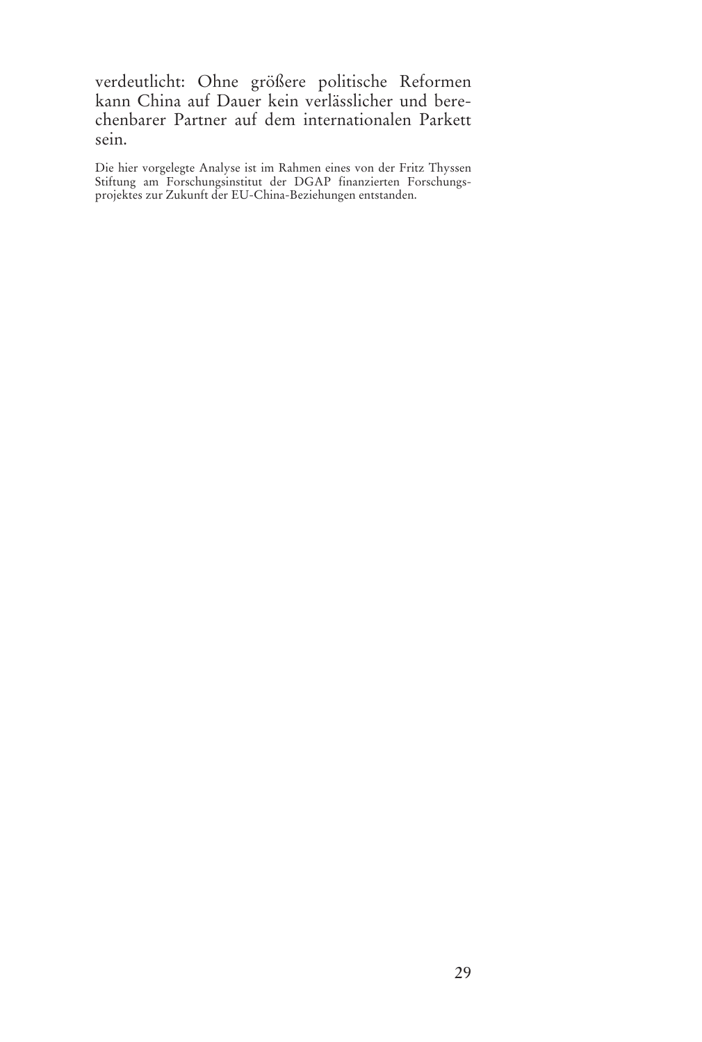verdeutlicht: Ohne größere politische Reformen kann China auf Dauer kein verlässlicher und berechenbarer Partner auf dem internationalen Parkett sein.

Die hier vorgelegte Analyse ist im Rahmen eines von der Fritz Thyssen Stiftung am Forschungsinstitut der DGAP finanzierten Forschungsprojektes zur Zukunft der EU-China-Beziehungen entstanden.